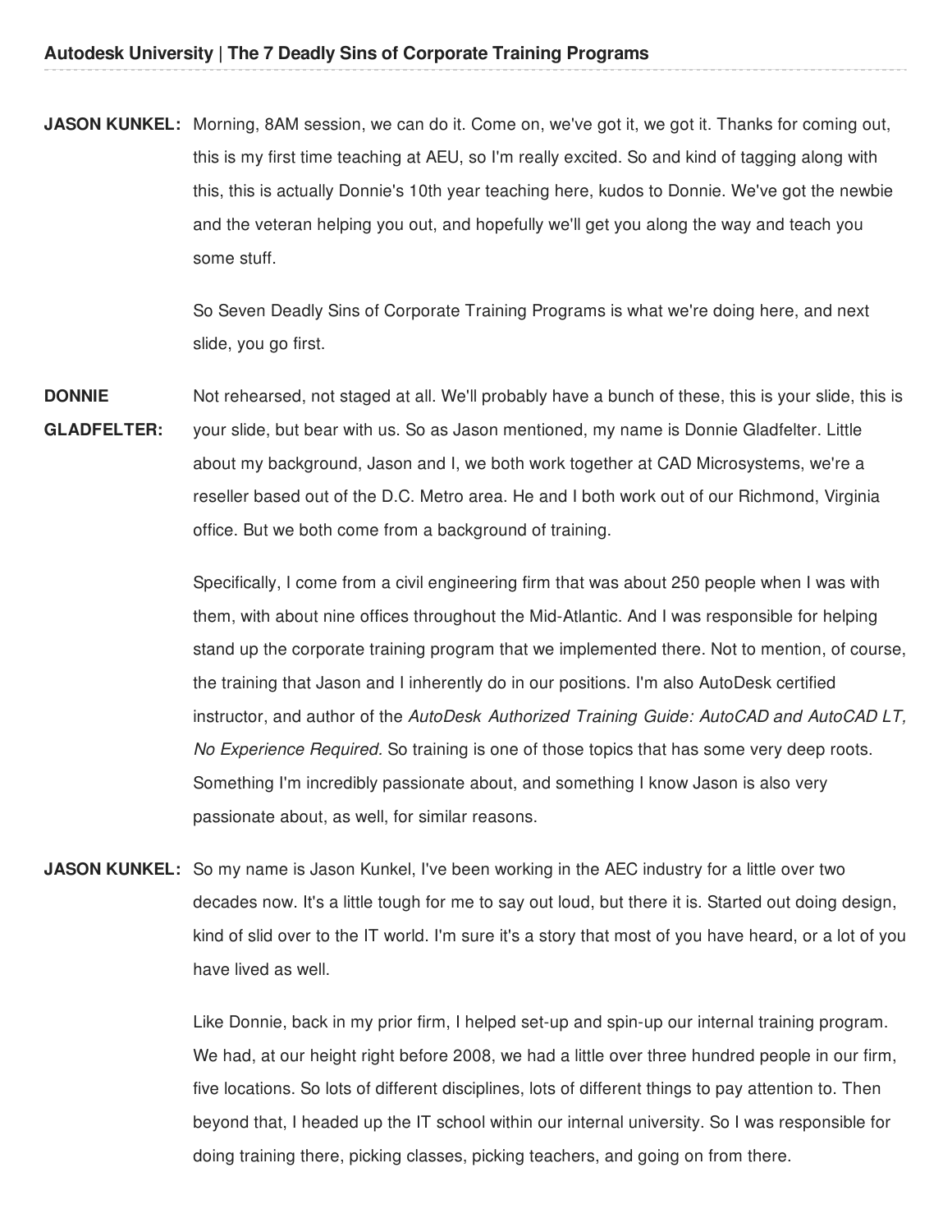**JASON KUNKEL:** Morning, 8AM session, we can do it. Come on, we've got it, we got it. Thanks for coming out, this is my first time teaching at AEU, so I'm really excited. So and kind of tagging along with this, this is actually Donnie's 10th year teaching here, kudos to Donnie. We've got the newbie and the veteran helping you out, and hopefully we'll get you along the way and teach you some stuff.

So Seven Deadly Sins of Corporate Training Programs is what we're doing here, and next slide, you go first.

**DONNIE GLADFELTER:** Not rehearsed, not staged at all. We'll probably have a bunch of these, this is your slide, this is your slide, but bear with us. So as Jason mentioned, my name is Donnie Gladfelter. Little about my background, Jason and I, we both work together at CAD Microsystems, we're a reseller based out of the D.C. Metro area. He and I both work out of our Richmond, Virginia office. But we both come from a background of training.

Specifically, I come from a civil engineering firm that was about 250 people when I was with them, with about nine offices throughout the Mid-Atlantic. And I was responsible for helping stand up the corporate training program that we implemented there. Not to mention, of course, the training that Jason and I inherently do in our positions. I'm also AutoDesk certified instructor, and author of the *AutoDesk Authorized Training Guide: AutoCAD and AutoCAD LT, No Experience Required.* So training is one of those topics that has some very deep roots. Something I'm incredibly passionate about, and something I know Jason is also very passionate about, as well, for similar reasons.

**JASON KUNKEL:** So my name is Jason Kunkel, I've been working in the AEC industry for a little over two decades now. It's a little tough for me to say out loud, but there it is. Started out doing design, kind of slid over to the IT world. I'm sure it's a story that most of you have heard, or a lot of you have lived as well.

Like Donnie, back in my prior firm, I helped set-up and spin-up our internal training program. We had, at our height right before 2008, we had a little over three hundred people in our firm, five locations. So lots of different disciplines, lots of different things to pay attention to. Then beyond that, I headed up the IT school within our internal university. So I was responsible for doing training there, picking classes, picking teachers, and going on from there.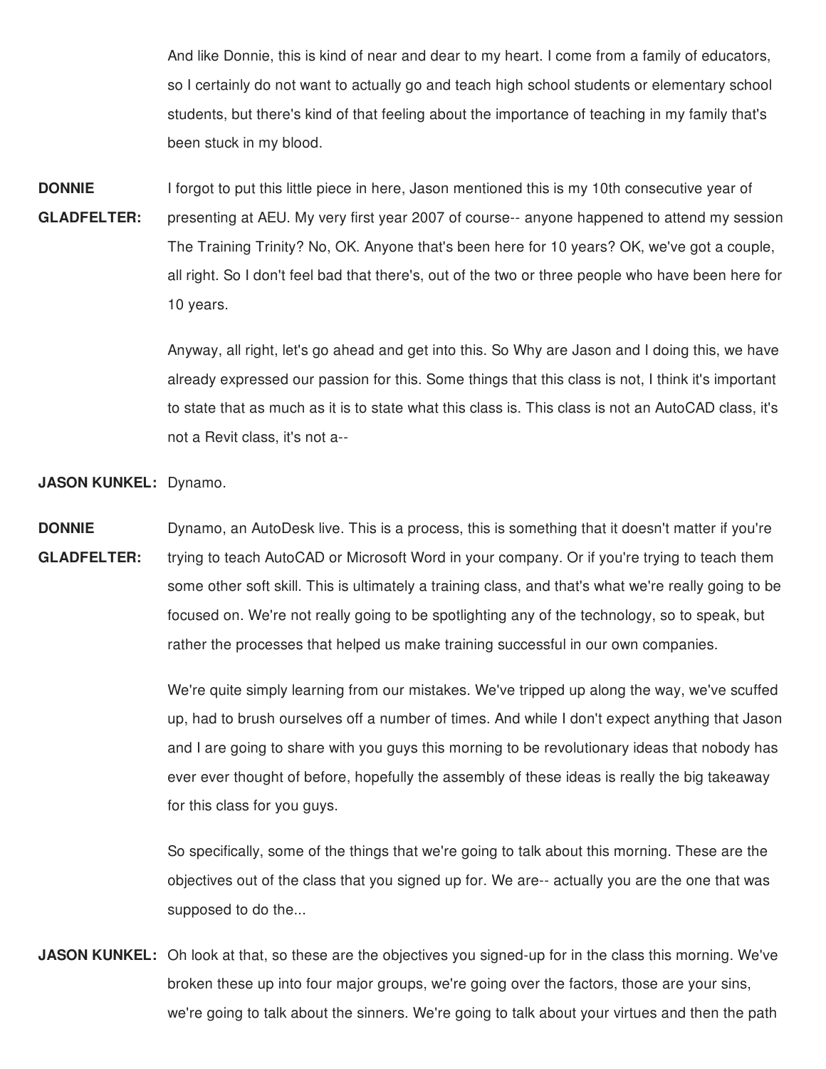And like Donnie, this is kind of near and dear to my heart. I come from a family of educators, so I certainly do not want to actually go and teach high school students or elementary school students, but there's kind of that feeling about the importance of teaching in my family that's been stuck in my blood.

**DONNIE GLADFELTER:** I forgot to put this little piece in here, Jason mentioned this is my 10th consecutive year of presenting at AEU. My very first year 2007 of course-- anyone happened to attend my session The Training Trinity? No, OK. Anyone that's been here for 10 years? OK, we've got a couple, all right. So I don't feel bad that there's, out of the two or three people who have been here for 10 years.

Anyway, all right, let's go ahead and get into this. So Why are Jason and I doing this, we have already expressed our passion for this. Some things that this class is not, I think it's important to state that as much as it is to state what this class is. This class is not an AutoCAD class, it's not a Revit class, it's not a--

**JASON KUNKEL:** Dynamo.

**DONNIE GLADFELTER:** Dynamo, an AutoDesk live. This is a process, this is something that it doesn't matter if you're trying to teach AutoCAD or Microsoft Word in your company. Or if you're trying to teach them some other soft skill. This is ultimately a training class, and that's what we're really going to be focused on. We're not really going to be spotlighting any of the technology, so to speak, but rather the processes that helped us make training successful in our own companies.

We're quite simply learning from our mistakes. We've tripped up along the way, we've scuffed up, had to brush ourselves off a number of times. And while I don't expect anything that Jason and I are going to share with you guys this morning to be revolutionary ideas that nobody has ever ever thought of before, hopefully the assembly of these ideas is really the big takeaway for this class for you guys.

So specifically, some of the things that we're going to talk about this morning. These are the objectives out of the class that you signed up for. We are-- actually you are the one that was supposed to do the...

**JASON KUNKEL:** Oh look at that, so these are the objectives you signed-up for in the class this morning. We've broken these up into four major groups, we're going over the factors, those are your sins, we're going to talk about the sinners. We're going to talk about your virtues and then the path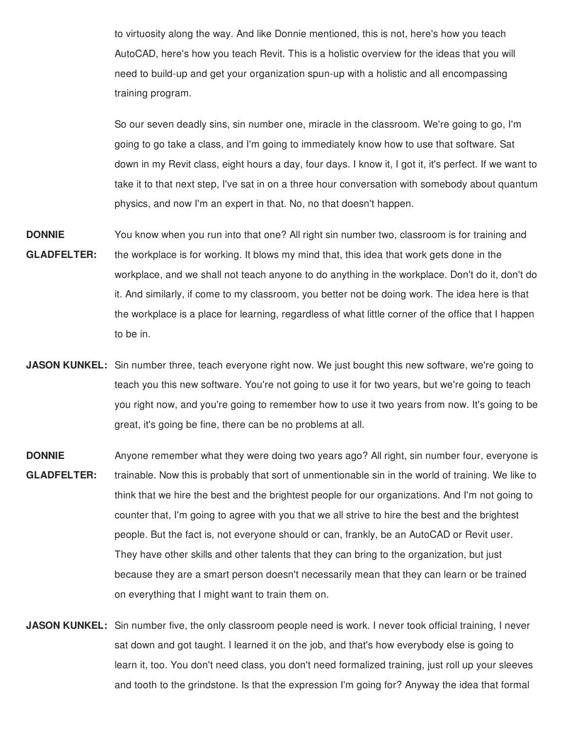to virtuosity along the way. And like Donnie mentioned, this is not, here's how you teach AutoCAD, here's how you teach Revit. This is a holistic overview for the ideas that you will need to build-up and get your organization spun-up with a holistic and all encompassing training program.

So our seven deadly sins, sin number one, miracle in the classroom. We're going to go, I'm going to go take a class, and I'm going to immediately know how to use that software. Sat down in my Revit class, eight hours a day, four days. I know it, I got it, it's perfect. If we want to take it to that next step, I've sat in on a three hour conversation with somebody about quantum physics, and now I'm an expert in that. No, no that doesn't happen.

**DONNIE GLADFELTER:** You know when you run into that one? All right sin number two, classroom is for training and the workplace is for working. It blows my mind that, this idea that work gets done in the workplace, and we shall not teach anyone to do anything in the workplace. Don't do it, don't do it. And similarly, if come to my classroom, you better not be doing work. The idea here is that the workplace is a place for learning, regardless of what little corner of the office that I happen to be in.

**JASON KUNKEL:** Sin number three, teach everyone right now. We just bought this new software, we're going to teach you this new software. You're not going to use it for two years, but we're going to teach you right now, and you're going to remember how to use it two years from now. It's going to be great, it's going be fine, there can be no problems at all.

**DONNIE GLADFELTER:** Anyone remember what they were doing two years ago? All right, sin number four, everyone is trainable. Now this is probably that sort of unmentionable sin in the world of training. We like to think that we hire the best and the brightest people for our organizations. And I'm not going to counter that, I'm going to agree with you that we all strive to hire the best and the brightest people. But the fact is, not everyone should or can, frankly, be an AutoCAD or Revit user. They have other skills and other talents that they can bring to the organization, but just because they are a smart person doesn't necessarily mean that they can learn or be trained on everything that I might want to train them on.

**JASON KUNKEL:** Sin number five, the only classroom people need is work. I never took official training, I never sat down and got taught. I learned it on the job, and that's how everybody else is going to learn it, too. You don't need class, you don't need formalized training, just roll up your sleeves and tooth to the grindstone. Is that the expression I'm going for? Anyway the idea that formal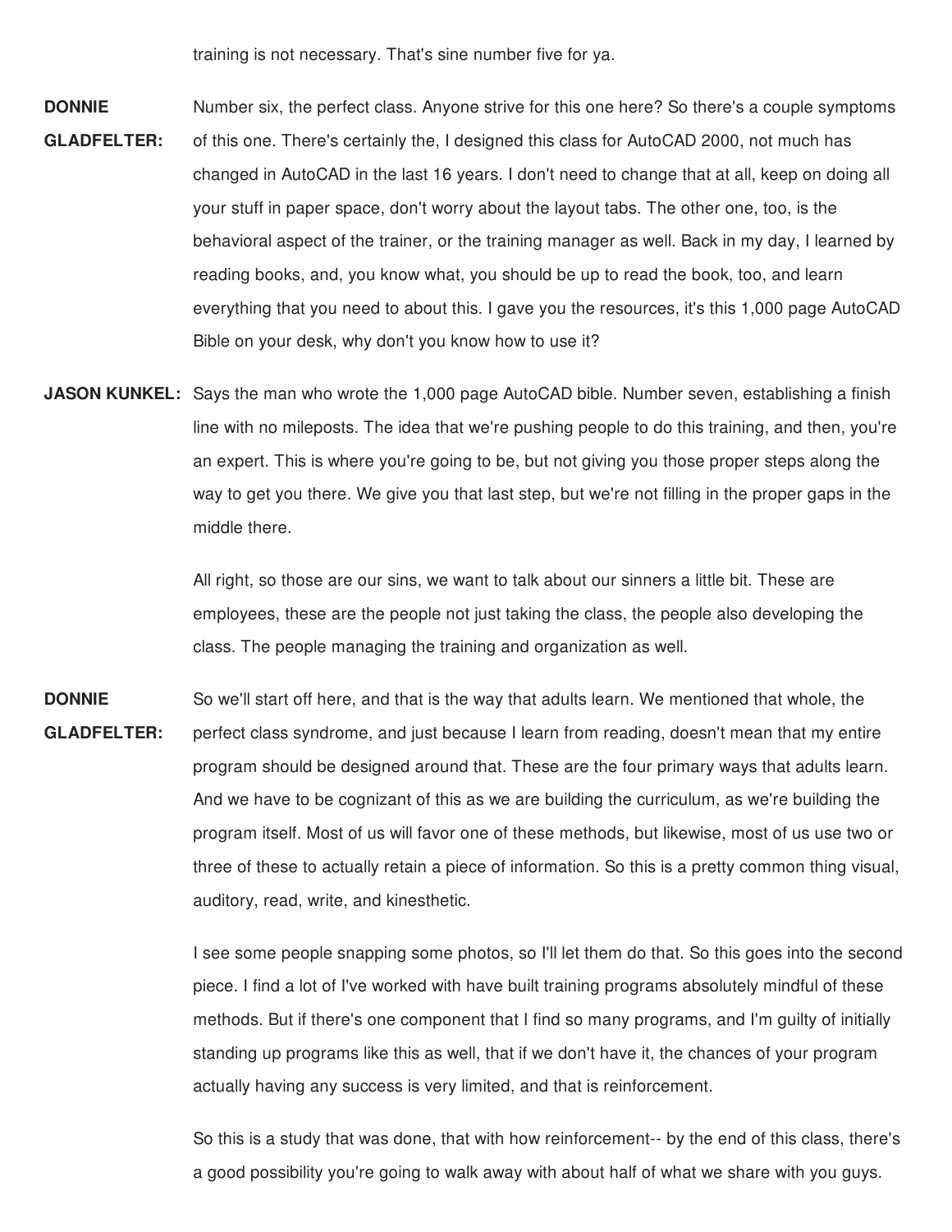training is not necessary. That's sine number five for ya.

**DONNIE GLADFELTER:** Number six, the perfect class. Anyone strive for this one here? So there's a couple symptoms of this one. There's certainly the, I designed this class for AutoCAD 2000, not much has changed in AutoCAD in the last 16 years. I don't need to change that at all, keep on doing all your stuff in paper space, don't worry about the layout tabs. The other one, too, is the behavioral aspect of the trainer, or the training manager as well. Back in my day, I learned by reading books, and, you know what, you should be up to read the book, too, and learn everything that you need to about this. I gave you the resources, it's this 1,000 page AutoCAD Bible on your desk, why don't you know how to use it?

**JASON KUNKEL:** Says the man who wrote the 1,000 page AutoCAD bible. Number seven, establishing a finish line with no mileposts. The idea that we're pushing people to do this training, and then, you're an expert. This is where you're going to be, but not giving you those proper steps along the way to get you there. We give you that last step, but we're not filling in the proper gaps in the middle there.

All right, so those are our sins, we want to talk about our sinners a little bit. These are employees, these are the people not just taking the class, the people also developing the class. The people managing the training and organization as well.

**DONNIE GLADFELTER:** So we'll start off here, and that is the way that adults learn. We mentioned that whole, the perfect class syndrome, and just because I learn from reading, doesn't mean that my entire program should be designed around that. These are the four primary ways that adults learn. And we have to be cognizant of this as we are building the curriculum, as we're building the program itself. Most of us will favor one of these methods, but likewise, most of us use two or three of these to actually retain a piece of information. So this is a pretty common thing visual, auditory, read, write, and kinesthetic.

I see some people snapping some photos, so I'll let them do that. So this goes into the second piece. I find a lot of I've worked with have built training programs absolutely mindful of these methods. But if there's one component that I find so many programs, and I'm guilty of initially standing up programs like this as well, that if we don't have it, the chances of your program actually having any success is very limited, and that is reinforcement.

So this is a study that was done, that with how reinforcement-- by the end of this class, there's a good possibility you're going to walk away with about half of what we share with you guys.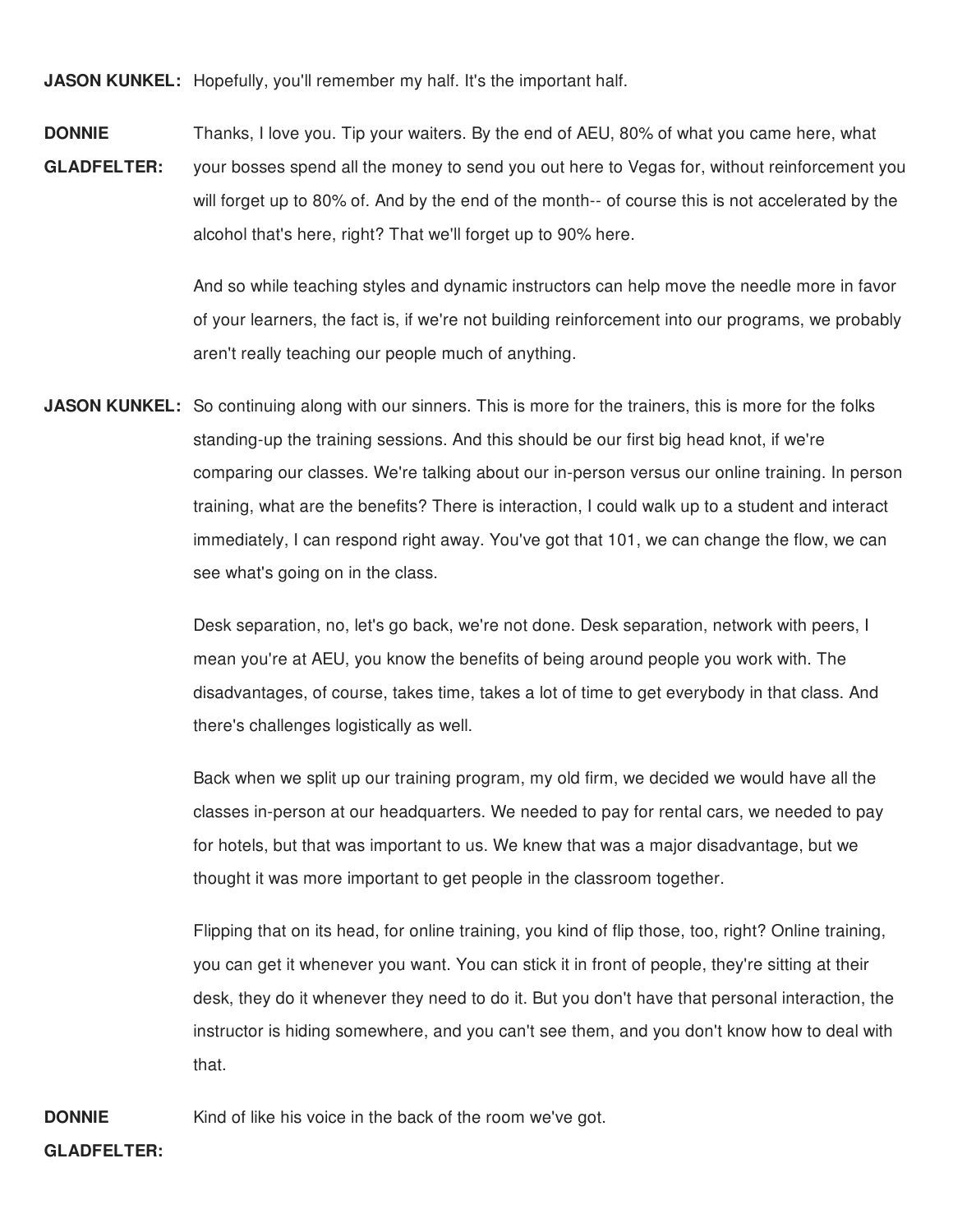**JASON KUNKEL:** Hopefully, you'll remember my half. It's the important half.

**DONNIE GLADFELTER:** Thanks, I love you. Tip your waiters. By the end of AEU, 80% of what you came here, what your bosses spend all the money to send you out here to Vegas for, without reinforcement you will forget up to 80% of. And by the end of the month-- of course this is not accelerated by the alcohol that's here, right? That we'll forget up to 90% here.

And so while teaching styles and dynamic instructors can help move the needle more in favor of your learners, the fact is, if we're not building reinforcement into our programs, we probably aren't really teaching our people much of anything.

**JASON KUNKEL:** So continuing along with our sinners. This is more for the trainers, this is more for the folks standing-up the training sessions. And this should be our first big head knot, if we're comparing our classes. We're talking about our in-person versus our online training. In person training, what are the benefits? There is interaction, I could walk up to a student and interact immediately, I can respond right away. You've got that 101, we can change the flow, we can see what's going on in the class.

Desk separation, no, let's go back, we're not done. Desk separation, network with peers, I mean you're at AEU, you know the benefits of being around people you work with. The disadvantages, of course, takes time, takes a lot of time to get everybody in that class. And there's challenges logistically as well.

Back when we split up our training program, my old firm, we decided we would have all the classes in-person at our headquarters. We needed to pay for rental cars, we needed to pay for hotels, but that was important to us. We knew that was a major disadvantage, but we thought it was more important to get people in the classroom together.

Flipping that on its head, for online training, you kind of flip those, too, right? Online training, you can get it whenever you want. You can stick it in front of people, they're sitting at their desk, they do it whenever they need to do it. But you don't have that personal interaction, the instructor is hiding somewhere, and you can't see them, and you don't know how to deal with that.

**DONNIE GLADFELTER:** Kind of like his voice in the back of the room we've got.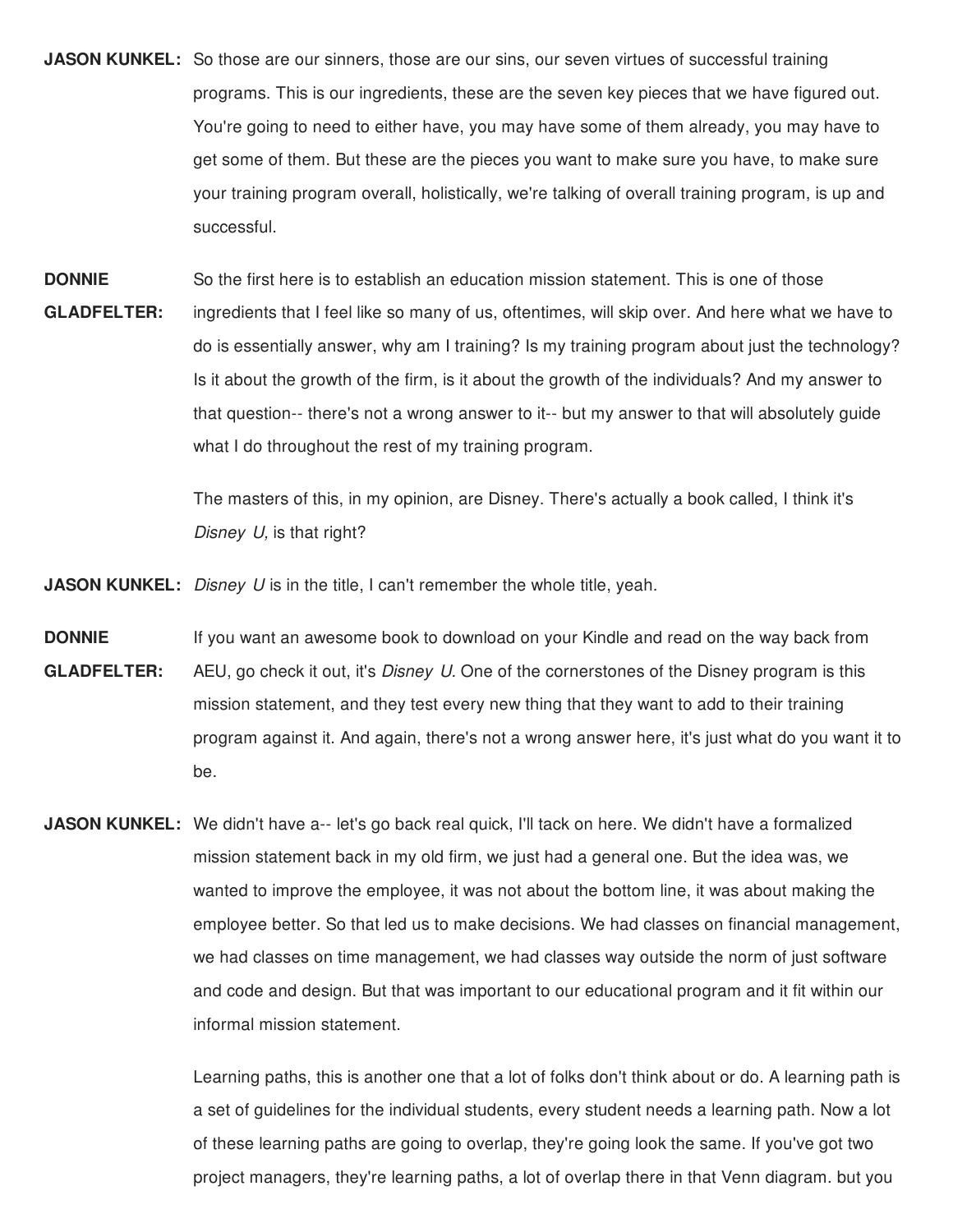**JASON KUNKEL:** So those are our sinners, those are our sins, our seven virtues of successful training programs. This is our ingredients, these are the seven key pieces that we have figured out. You're going to need to either have, you may have some of them already, you may have to get some of them. But these are the pieces you want to make sure you have, to make sure your training program overall, holistically, we're talking of overall training program, is up and successful.

**DONNIE GLADFELTER:** So the first here is to establish an education mission statement. This is one of those ingredients that I feel like so many of us, oftentimes, will skip over. And here what we have to do is essentially answer, why am I training? Is my training program about just the technology? Is it about the growth of the firm, is it about the growth of the individuals? And my answer to that question-- there's not a wrong answer to it-- but my answer to that will absolutely guide what I do throughout the rest of my training program.

The masters of this, in my opinion, are Disney. There's actually a book called, I think it's *Disney U,* is that right?

**JASON KUNKEL:** *Disney U* is in the title, I can't remember the whole title, yeah.

**DONNIE GLADFELTER:** If you want an awesome book to download on your Kindle and read on the way back from AEU, go check it out, it's *Disney U.* One of the cornerstones of the Disney program is this mission statement, and they test every new thing that they want to add to their training program against it. And again, there's not a wrong answer here, it's just what do you want it to be.

**JASON KUNKEL:** We didn't have a-- let's go back real quick, I'll tack on here. We didn't have a formalized mission statement back in my old firm, we just had a general one. But the idea was, we wanted to improve the employee, it was not about the bottom line, it was about making the employee better. So that led us to make decisions. We had classes on financial management, we had classes on time management, we had classes way outside the norm of just software and code and design. But that was important to our educational program and it fit within our informal mission statement.

Learning paths, this is another one that a lot of folks don't think about or do. A learning path is a set of guidelines for the individual students, every student needs a learning path. Now a lot of these learning paths are going to overlap, they're going look the same. If you've got two project managers, they're learning paths, a lot of overlap there in that Venn diagram. but you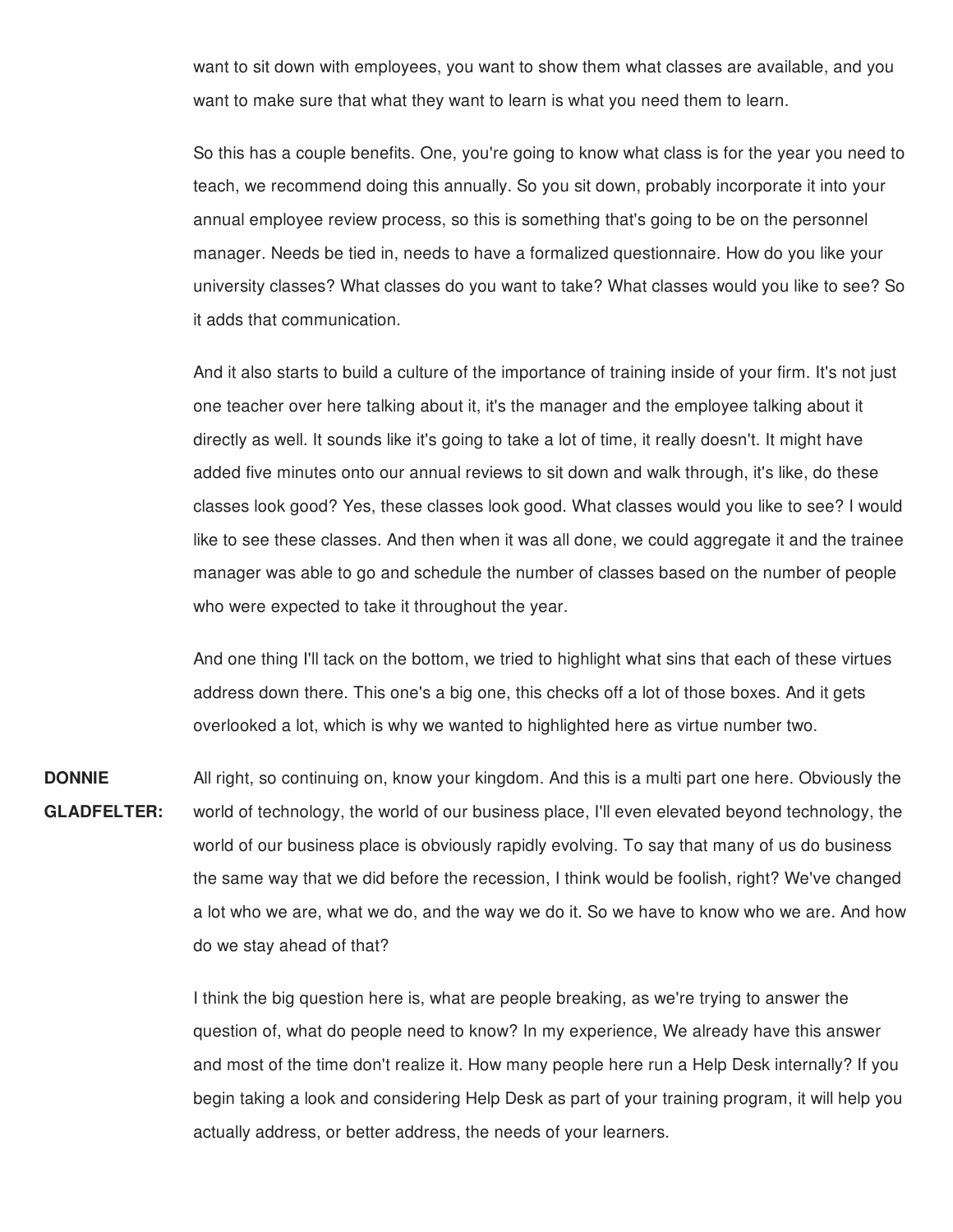want to sit down with employees, you want to show them what classes are available, and you want to make sure that what they want to learn is what you need them to learn.

So this has a couple benefits. One, you're going to know what class is for the year you need to teach, we recommend doing this annually. So you sit down, probably incorporate it into your annual employee review process, so this is something that's going to be on the personnel manager. Needs be tied in, needs to have a formalized questionnaire. How do you like your university classes? What classes do you want to take? What classes would you like to see? So it adds that communication.

And it also starts to build a culture of the importance of training inside of your firm. It's not just one teacher over here talking about it, it's the manager and the employee talking about it directly as well. It sounds like it's going to take a lot of time, it really doesn't. It might have added five minutes onto our annual reviews to sit down and walk through, it's like, do these classes look good? Yes, these classes look good. What classes would you like to see? I would like to see these classes. And then when it was all done, we could aggregate it and the trainee manager was able to go and schedule the number of classes based on the number of people who were expected to take it throughout the year.

And one thing I'll tack on the bottom, we tried to highlight what sins that each of these virtues address down there. This one's a big one, this checks off a lot of those boxes. And it gets overlooked a lot, which is why we wanted to highlighted here as virtue number two.

**DONNIE GLADFELTER:** All right, so continuing on, know your kingdom. And this is a multi part one here. Obviously the world of technology, the world of our business place, I'll even elevated beyond technology, the world of our business place is obviously rapidly evolving. To say that many of us do business the same way that we did before the recession, I think would be foolish, right? We've changed a lot who we are, what we do, and the way we do it. So we have to know who we are. And how do we stay ahead of that?

I think the big question here is, what are people breaking, as we're trying to answer the question of, what do people need to know? In my experience, We already have this answer and most of the time don't realize it. How many people here run a Help Desk internally? If you begin taking a look and considering Help Desk as part of your training program, it will help you actually address, or better address, the needs of your learners.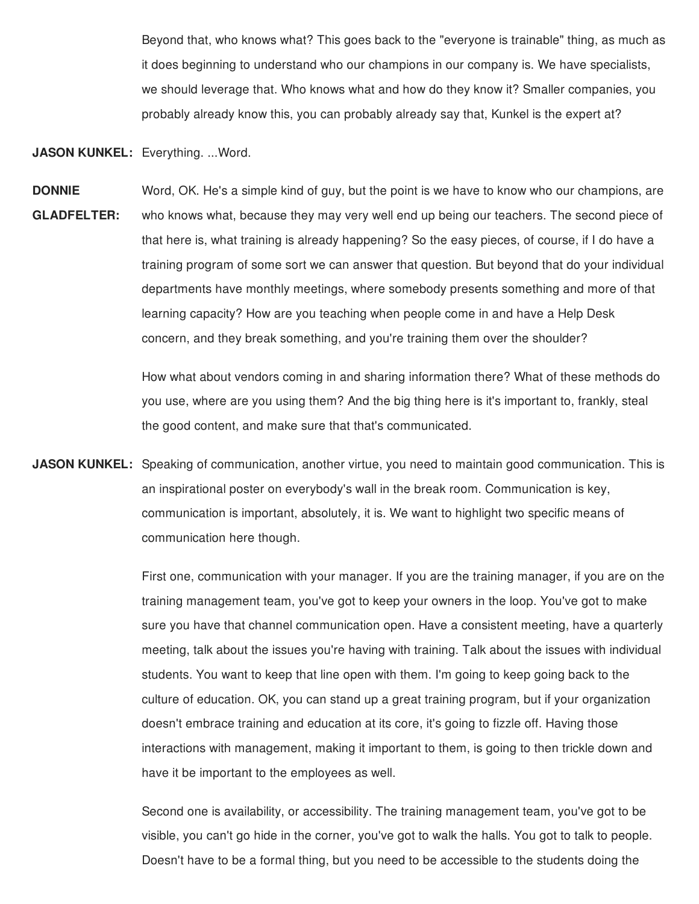Beyond that, who knows what? This goes back to the "everyone is trainable" thing, as much as it does beginning to understand who our champions in our company is. We have specialists, we should leverage that. Who knows what and how do they know it? Smaller companies, you probably already know this, you can probably already say that, Kunkel is the expert at?

**JASON KUNKEL:** Everything. ...Word.

**DONNIE GLADFELTER:** Word, OK. He's a simple kind of guy, but the point is we have to know who our champions, are who knows what, because they may very well end up being our teachers. The second piece of that here is, what training is already happening? So the easy pieces, of course, if I do have a training program of some sort we can answer that question. But beyond that do your individual departments have monthly meetings, where somebody presents something and more of that learning capacity? How are you teaching when people come in and have a Help Desk concern, and they break something, and you're training them over the shoulder?

How what about vendors coming in and sharing information there? What of these methods do you use, where are you using them? And the big thing here is it's important to, frankly, steal the good content, and make sure that that's communicated.

**JASON KUNKEL:** Speaking of communication, another virtue, you need to maintain good communication. This is an inspirational poster on everybody's wall in the break room. Communication is key, communication is important, absolutely, it is. We want to highlight two specific means of communication here though.

First one, communication with your manager. If you are the training manager, if you are on the training management team, you've got to keep your owners in the loop. You've got to make sure you have that channel communication open. Have a consistent meeting, have a quarterly meeting, talk about the issues you're having with training. Talk about the issues with individual students. You want to keep that line open with them. I'm going to keep going back to the culture of education. OK, you can stand up a great training program, but if your organization doesn't embrace training and education at its core, it's going to fizzle off. Having those interactions with management, making it important to them, is going to then trickle down and have it be important to the employees as well.

Second one is availability, or accessibility. The training management team, you've got to be visible, you can't go hide in the corner, you've got to walk the halls. You got to talk to people. Doesn't have to be a formal thing, but you need to be accessible to the students doing the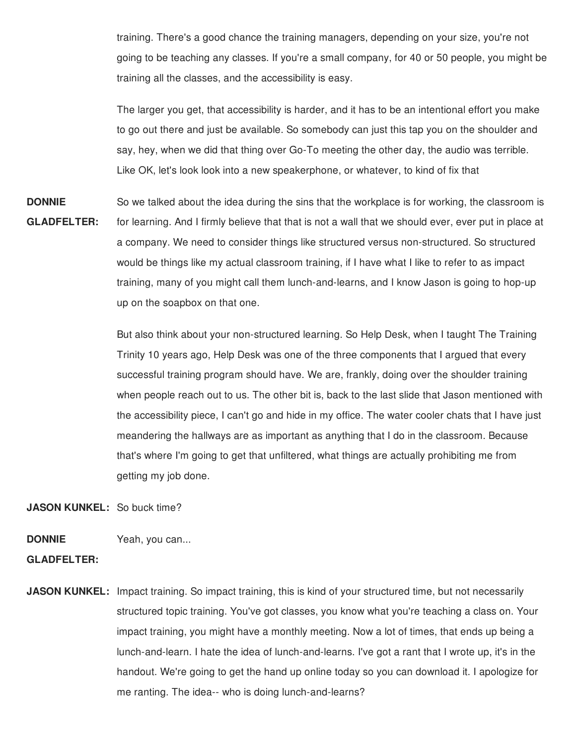training. There's a good chance the training managers, depending on your size, you're not going to be teaching any classes. If you're a small company, for 40 or 50 people, you might be training all the classes, and the accessibility is easy.

The larger you get, that accessibility is harder, and it has to be an intentional effort you make to go out there and just be available. So somebody can just this tap you on the shoulder and say, hey, when we did that thing over Go-To meeting the other day, the audio was terrible. Like OK, let's look look into a new speakerphone, or whatever, to kind of fix that

**DONNIE GLADFELTER:** So we talked about the idea during the sins that the workplace is for working, the classroom is for learning. And I firmly believe that that is not a wall that we should ever, ever put in place at a company. We need to consider things like structured versus non-structured. So structured would be things like my actual classroom training, if I have what I like to refer to as impact training, many of you might call them lunch-and-learns, and I know Jason is going to hop-up up on the soapbox on that one.

But also think about your non-structured learning. So Help Desk, when I taught The Training Trinity 10 years ago, Help Desk was one of the three components that I argued that every successful training program should have. We are, frankly, doing over the shoulder training when people reach out to us. The other bit is, back to the last slide that Jason mentioned with the accessibility piece, I can't go and hide in my office. The water cooler chats that I have just meandering the hallways are as important as anything that I do in the classroom. Because that's where I'm going to get that unfiltered, what things are actually prohibiting me from getting my job done.

**JASON KUNKEL:** So buck time?

**DONNIE GLADFELTER:** Yeah, you can...

**JASON KUNKEL:** Impact training. So impact training, this is kind of your structured time, but not necessarily structured topic training. You've got classes, you know what you're teaching a class on. Your impact training, you might have a monthly meeting. Now a lot of times, that ends up being a lunch-and-learn. I hate the idea of lunch-and-learns. I've got a rant that I wrote up, it's in the handout. We're going to get the hand up online today so you can download it. I apologize for me ranting. The idea-- who is doing lunch-and-learns?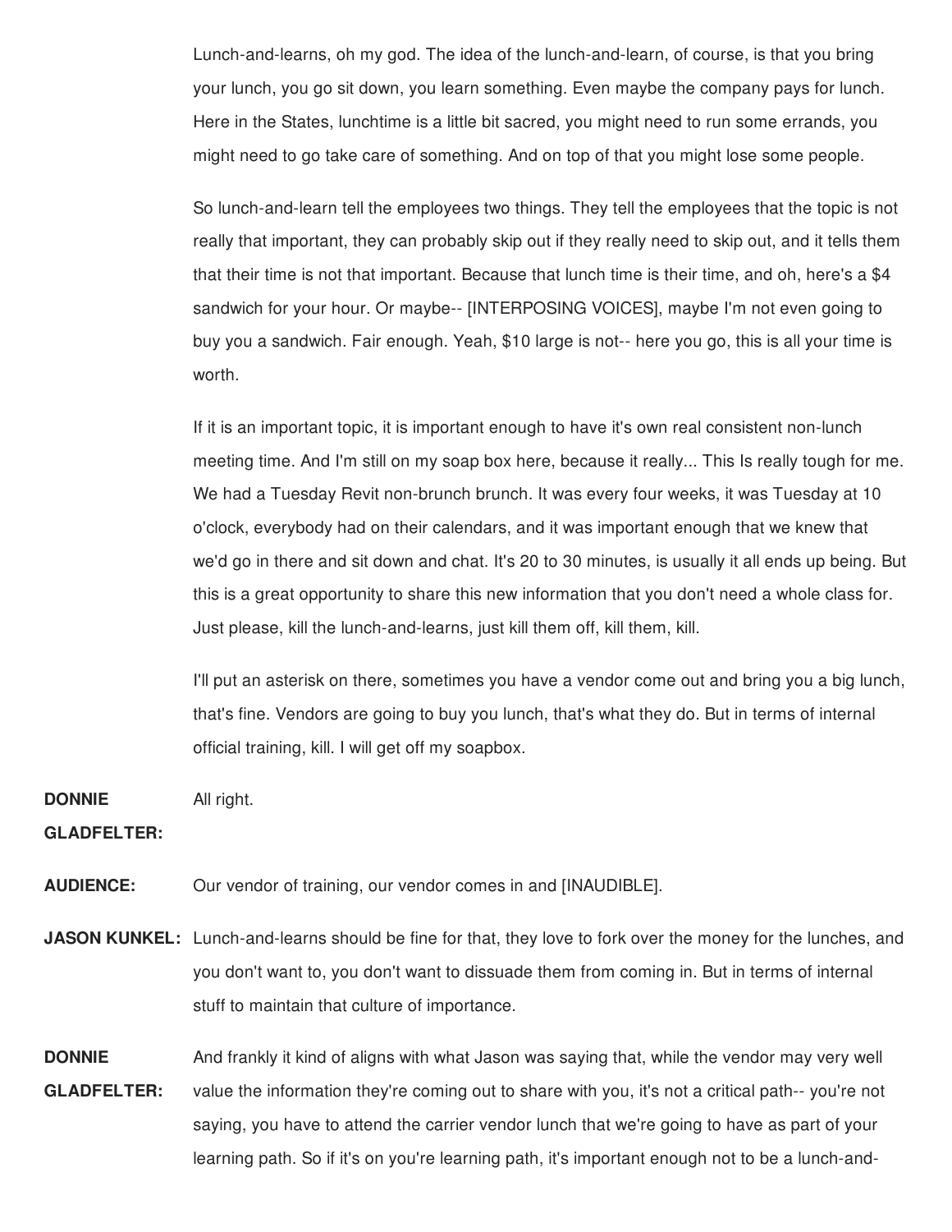Lunch-and-learns, oh my god. The idea of the lunch-and-learn, of course, is that you bring your lunch, you go sit down, you learn something. Even maybe the company pays for lunch. Here in the States, lunchtime is a little bit sacred, you might need to run some errands, you might need to go take care of something. And on top of that you might lose some people.

So lunch-and-learn tell the employees two things. They tell the employees that the topic is not really that important, they can probably skip out if they really need to skip out, and it tells them that their time is not that important. Because that lunch time is their time, and oh, here's a $4 sandwich for your hour. Or maybe-- [INTERPOSING VOICES], maybe I'm not even going to buy you a sandwich. Fair enough. Yeah, $10 large is not-- here you go, this is all your time is worth.

If it is an important topic, it is important enough to have it's own real consistent non-lunch meeting time. And I'm still on my soap box here, because it really... This Is really tough for me. We had a Tuesday Revit non-brunch brunch. It was every four weeks, it was Tuesday at 10 o'clock, everybody had on their calendars, and it was important enough that we knew that we'd go in there and sit down and chat. It's 20 to 30 minutes, is usually it all ends up being. But this is a great opportunity to share this new information that you don't need a whole class for. Just please, kill the lunch-and-learns, just kill them off, kill them, kill.

I'll put an asterisk on there, sometimes you have a vendor come out and bring you a big lunch, that's fine. Vendors are going to buy you lunch, that's what they do. But in terms of internal official training, kill. I will get off my soapbox.

**DONNIE GLADFELTER:** All right.

**AUDIENCE:** Our vendor of training, our vendor comes in and [INAUDIBLE].

**JASON KUNKEL:** Lunch-and-learns should be fine for that, they love to fork over the money for the lunches, and you don't want to, you don't want to dissuade them from coming in. But in terms of internal stuff to maintain that culture of importance.

**DONNIE GLADFELTER:** And frankly it kind of aligns with what Jason was saying that, while the vendor may very well value the information they're coming out to share with you, it's not a critical path-- you're not saying, you have to attend the carrier vendor lunch that we're going to have as part of your learning path. So if it's on you're learning path, it's important enough not to be a lunch-and-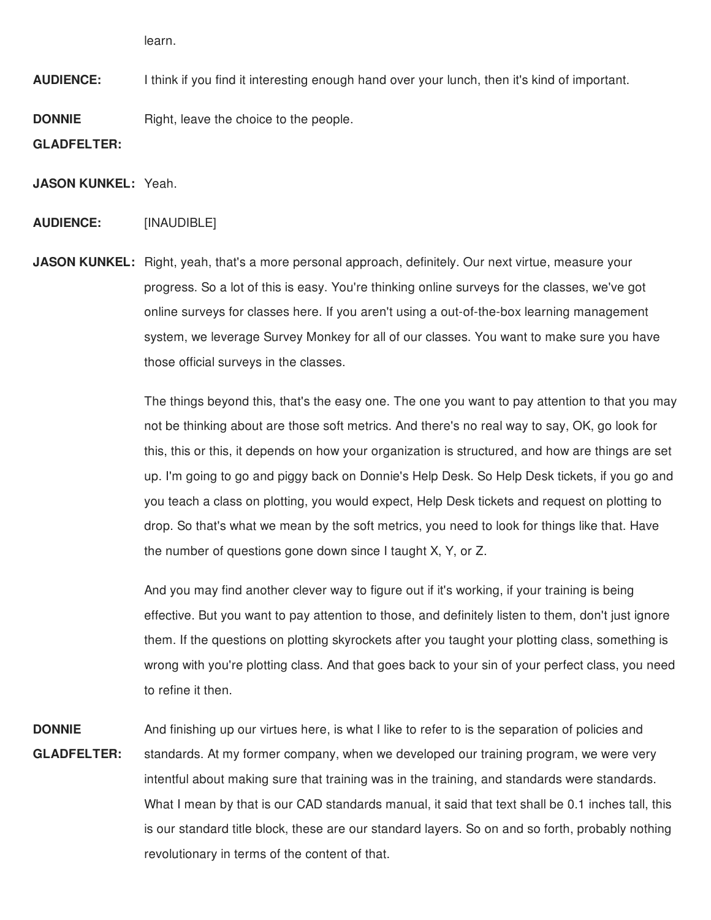learn.

**AUDIENCE:** I think if you find it interesting enough hand over your lunch, then it's kind of important.

**DONNIE GLADFELTER:** Right, leave the choice to the people.

**JASON KUNKEL:** Yeah.

**AUDIENCE:** [INAUDIBLE]

**JASON KUNKEL:** Right, yeah, that's a more personal approach, definitely. Our next virtue, measure your progress. So a lot of this is easy. You're thinking online surveys for the classes, we've got online surveys for classes here. If you aren't using a out-of-the-box learning management system, we leverage Survey Monkey for all of our classes. You want to make sure you have those official surveys in the classes.

The things beyond this, that's the easy one. The one you want to pay attention to that you may not be thinking about are those soft metrics. And there's no real way to say, OK, go look for this, this or this, it depends on how your organization is structured, and how are things are set up. I'm going to go and piggy back on Donnie's Help Desk. So Help Desk tickets, if you go and you teach a class on plotting, you would expect, Help Desk tickets and request on plotting to drop. So that's what we mean by the soft metrics, you need to look for things like that. Have the number of questions gone down since I taught X, Y, or Z.

And you may find another clever way to figure out if it's working, if your training is being effective. But you want to pay attention to those, and definitely listen to them, don't just ignore them. If the questions on plotting skyrockets after you taught your plotting class, something is wrong with you're plotting class. And that goes back to your sin of your perfect class, you need to refine it then.

**DONNIE GLADFELTER:** And finishing up our virtues here, is what I like to refer to is the separation of policies and standards. At my former company, when we developed our training program, we were very intentful about making sure that training was in the training, and standards were standards. What I mean by that is our CAD standards manual, it said that text shall be 0.1 inches tall, this is our standard title block, these are our standard layers. So on and so forth, probably nothing revolutionary in terms of the content of that.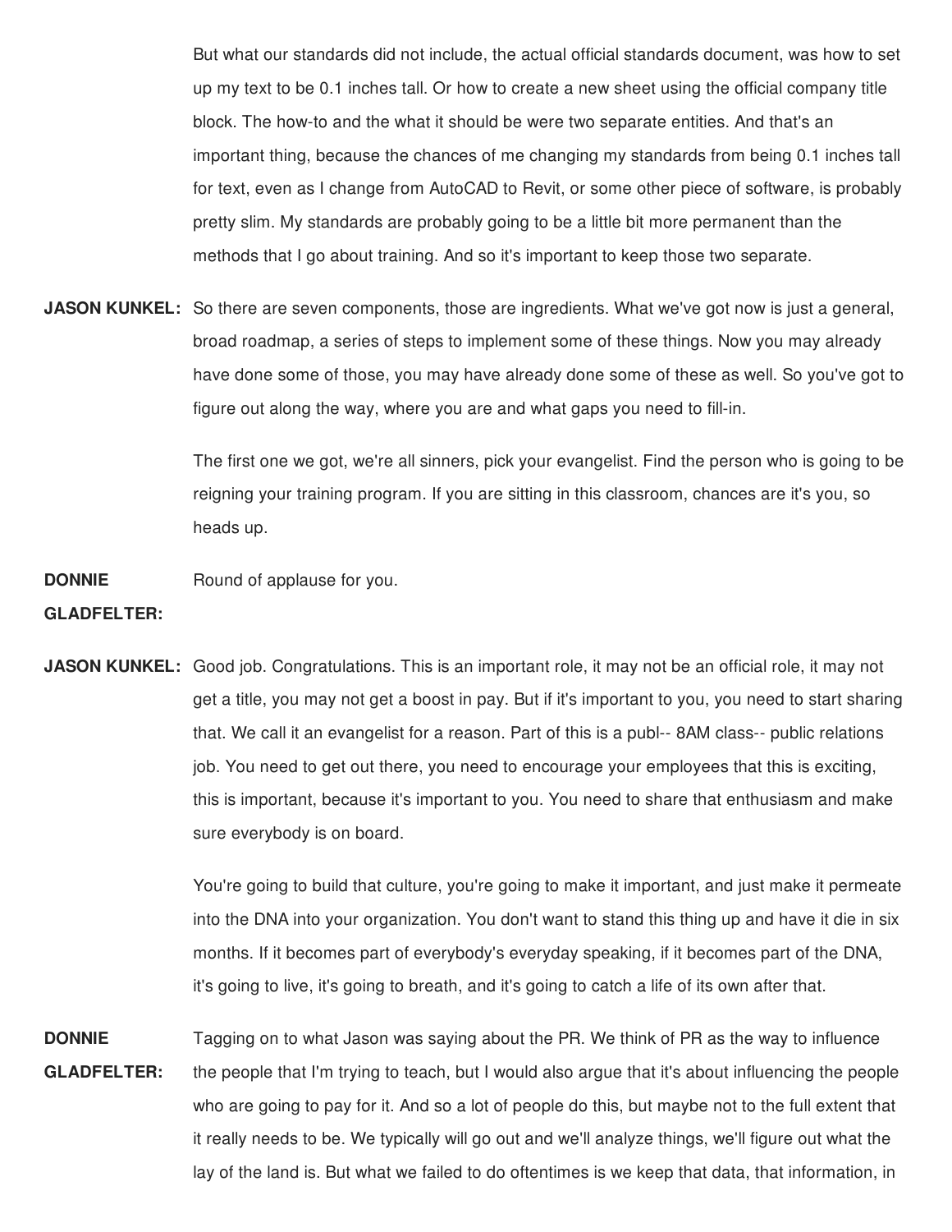But what our standards did not include, the actual official standards document, was how to set up my text to be 0.1 inches tall. Or how to create a new sheet using the official company title block. The how-to and the what it should be were two separate entities. And that's an important thing, because the chances of me changing my standards from being 0.1 inches tall for text, even as I change from AutoCAD to Revit, or some other piece of software, is probably pretty slim. My standards are probably going to be a little bit more permanent than the methods that I go about training. And so it's important to keep those two separate.

**JASON KUNKEL:** So there are seven components, those are ingredients. What we've got now is just a general, broad roadmap, a series of steps to implement some of these things. Now you may already have done some of those, you may have already done some of these as well. So you've got to figure out along the way, where you are and what gaps you need to fill-in.

The first one we got, we're all sinners, pick your evangelist. Find the person who is going to be reigning your training program. If you are sitting in this classroom, chances are it's you, so heads up.

**DONNIE GLADFELTER:** Round of applause for you.

**JASON KUNKEL:** Good job. Congratulations. This is an important role, it may not be an official role, it may not get a title, you may not get a boost in pay. But if it's important to you, you need to start sharing that. We call it an evangelist for a reason. Part of this is a publ-- 8AM class-- public relations job. You need to get out there, you need to encourage your employees that this is exciting, this is important, because it's important to you. You need to share that enthusiasm and make sure everybody is on board.

You're going to build that culture, you're going to make it important, and just make it permeate into the DNA into your organization. You don't want to stand this thing up and have it die in six months. If it becomes part of everybody's everyday speaking, if it becomes part of the DNA, it's going to live, it's going to breath, and it's going to catch a life of its own after that.

**DONNIE GLADFELTER:** Tagging on to what Jason was saying about the PR. We think of PR as the way to influence the people that I'm trying to teach, but I would also argue that it's about influencing the people who are going to pay for it. And so a lot of people do this, but maybe not to the full extent that it really needs to be. We typically will go out and we'll analyze things, we'll figure out what the lay of the land is. But what we failed to do oftentimes is we keep that data, that information, in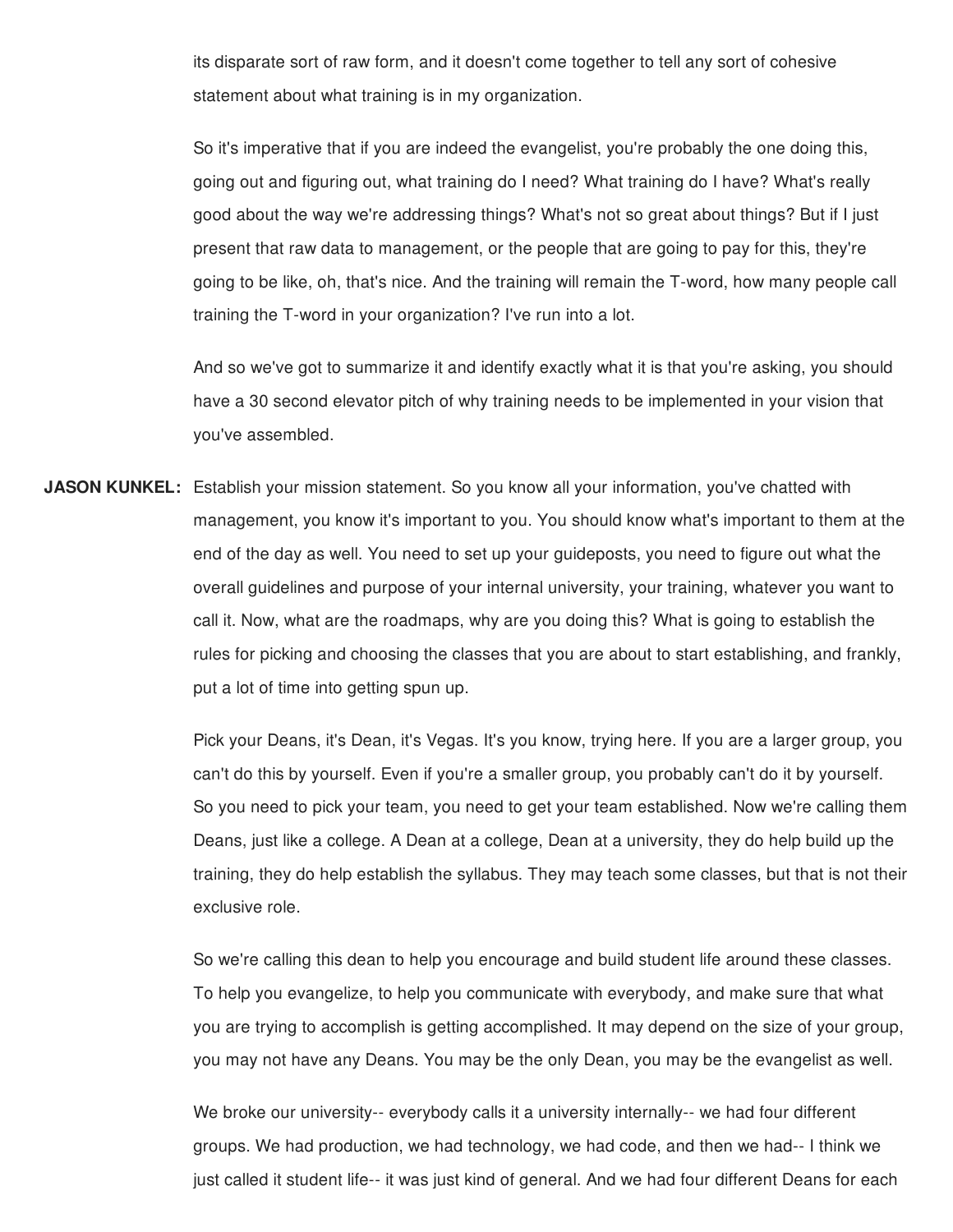its disparate sort of raw form, and it doesn't come together to tell any sort of cohesive statement about what training is in my organization.

So it's imperative that if you are indeed the evangelist, you're probably the one doing this, going out and figuring out, what training do I need? What training do I have? What's really good about the way we're addressing things? What's not so great about things? But if I just present that raw data to management, or the people that are going to pay for this, they're going to be like, oh, that's nice. And the training will remain the T-word, how many people call training the T-word in your organization? I've run into a lot.

And so we've got to summarize it and identify exactly what it is that you're asking, you should have a 30 second elevator pitch of why training needs to be implemented in your vision that you've assembled.

**JASON KUNKEL:** Establish your mission statement. So you know all your information, you've chatted with management, you know it's important to you. You should know what's important to them at the end of the day as well. You need to set up your guideposts, you need to figure out what the overall guidelines and purpose of your internal university, your training, whatever you want to call it. Now, what are the roadmaps, why are you doing this? What is going to establish the rules for picking and choosing the classes that you are about to start establishing, and frankly, put a lot of time into getting spun up.

Pick your Deans, it's Dean, it's Vegas. It's you know, trying here. If you are a larger group, you can't do this by yourself. Even if you're a smaller group, you probably can't do it by yourself. So you need to pick your team, you need to get your team established. Now we're calling them Deans, just like a college. A Dean at a college, Dean at a university, they do help build up the training, they do help establish the syllabus. They may teach some classes, but that is not their exclusive role.

So we're calling this dean to help you encourage and build student life around these classes. To help you evangelize, to help you communicate with everybody, and make sure that what you are trying to accomplish is getting accomplished. It may depend on the size of your group, you may not have any Deans. You may be the only Dean, you may be the evangelist as well.

We broke our university-- everybody calls it a university internally-- we had four different groups. We had production, we had technology, we had code, and then we had-- I think we just called it student life-- it was just kind of general. And we had four different Deans for each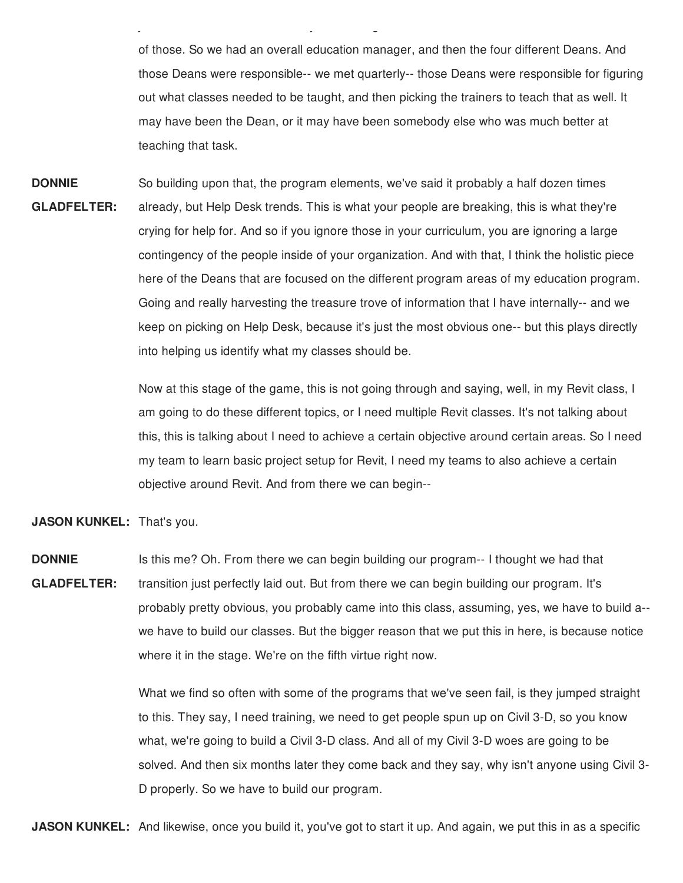of those. So we had an overall education manager, and then the four different Deans. And those Deans were responsible-- we met quarterly-- those Deans were responsible for figuring out what classes needed to be taught, and then picking the trainers to teach that as well. It may have been the Dean, or it may have been somebody else who was much better at teaching that task.

**DONNIE GLADFELTER:** So building upon that, the program elements, we've said it probably a half dozen times already, but Help Desk trends. This is what your people are breaking, this is what they're crying for help for. And so if you ignore those in your curriculum, you are ignoring a large contingency of the people inside of your organization. And with that, I think the holistic piece here of the Deans that are focused on the different program areas of my education program. Going and really harvesting the treasure trove of information that I have internally-- and we keep on picking on Help Desk, because it's just the most obvious one-- but this plays directly into helping us identify what my classes should be.

Now at this stage of the game, this is not going through and saying, well, in my Revit class, I am going to do these different topics, or I need multiple Revit classes. It's not talking about this, this is talking about I need to achieve a certain objective around certain areas. So I need my team to learn basic project setup for Revit, I need my teams to also achieve a certain objective around Revit. And from there we can begin--

**JASON KUNKEL:** That's you.

**DONNIE GLADFELTER:** Is this me? Oh. From there we can begin building our program-- I thought we had that transition just perfectly laid out. But from there we can begin building our program. It's probably pretty obvious, you probably came into this class, assuming, yes, we have to build a-- we have to build our classes. But the bigger reason that we put this in here, is because notice where it in the stage. We're on the fifth virtue right now.

What we find so often with some of the programs that we've seen fail, is they jumped straight to this. They say, I need training, we need to get people spun up on Civil 3-D, so you know what, we're going to build a Civil 3-D class. And all of my Civil 3-D woes are going to be solved. And then six months later they come back and they say, why isn't anyone using Civil 3-D properly. So we have to build our program.

**JASON KUNKEL:** And likewise, once you build it, you've got to start it up. And again, we put this in as a specific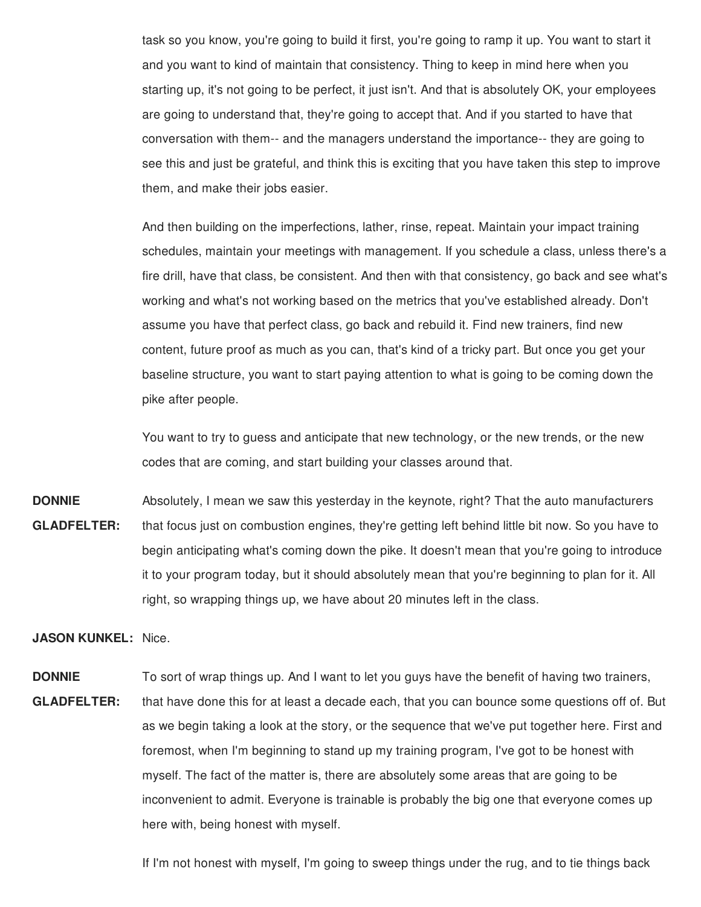task so you know, you're going to build it first, you're going to ramp it up. You want to start it and you want to kind of maintain that consistency. Thing to keep in mind here when you starting up, it's not going to be perfect, it just isn't. And that is absolutely OK, your employees are going to understand that, they're going to accept that. And if you started to have that conversation with them-- and the managers understand the importance-- they are going to see this and just be grateful, and think this is exciting that you have taken this step to improve them, and make their jobs easier.

And then building on the imperfections, lather, rinse, repeat. Maintain your impact training schedules, maintain your meetings with management. If you schedule a class, unless there's a fire drill, have that class, be consistent. And then with that consistency, go back and see what's working and what's not working based on the metrics that you've established already. Don't assume you have that perfect class, go back and rebuild it. Find new trainers, find new content, future proof as much as you can, that's kind of a tricky part. But once you get your baseline structure, you want to start paying attention to what is going to be coming down the pike after people.

You want to try to guess and anticipate that new technology, or the new trends, or the new codes that are coming, and start building your classes around that.

**DONNIE GLADFELTER:** Absolutely, I mean we saw this yesterday in the keynote, right? That the auto manufacturers that focus just on combustion engines, they're getting left behind little bit now. So you have to begin anticipating what's coming down the pike. It doesn't mean that you're going to introduce it to your program today, but it should absolutely mean that you're beginning to plan for it. All right, so wrapping things up, we have about 20 minutes left in the class.

**JASON KUNKEL:** Nice.

**DONNIE GLADFELTER:** To sort of wrap things up. And I want to let you guys have the benefit of having two trainers, that have done this for at least a decade each, that you can bounce some questions off of. But as we begin taking a look at the story, or the sequence that we've put together here. First and foremost, when I'm beginning to stand up my training program, I've got to be honest with myself. The fact of the matter is, there are absolutely some areas that are going to be inconvenient to admit. Everyone is trainable is probably the big one that everyone comes up here with, being honest with myself.

If I'm not honest with myself, I'm going to sweep things under the rug, and to tie things back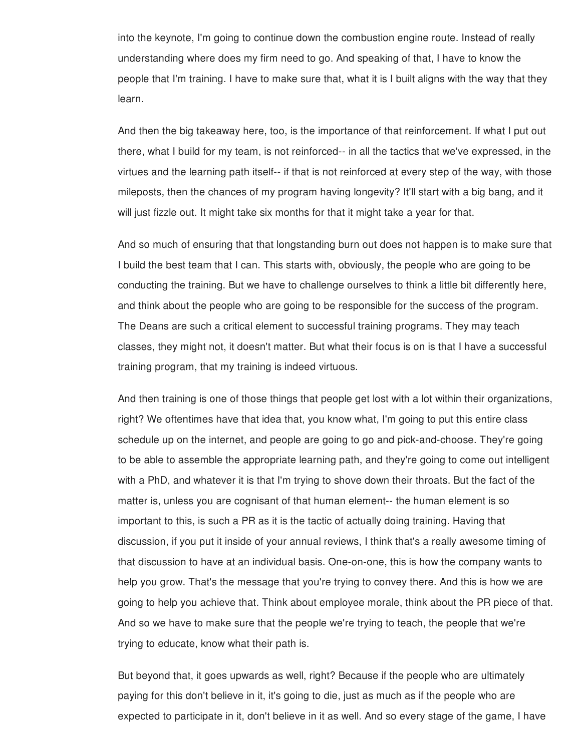into the keynote, I'm going to continue down the combustion engine route. Instead of really understanding where does my firm need to go. And speaking of that, I have to know the people that I'm training. I have to make sure that, what it is I built aligns with the way that they learn.

And then the big takeaway here, too, is the importance of that reinforcement. If what I put out there, what I build for my team, is not reinforced-- in all the tactics that we've expressed, in the virtues and the learning path itself-- if that is not reinforced at every step of the way, with those mileposts, then the chances of my program having longevity? It'll start with a big bang, and it will just fizzle out. It might take six months for that it might take a year for that.

And so much of ensuring that that longstanding burn out does not happen is to make sure that I build the best team that I can. This starts with, obviously, the people who are going to be conducting the training. But we have to challenge ourselves to think a little bit differently here, and think about the people who are going to be responsible for the success of the program. The Deans are such a critical element to successful training programs. They may teach classes, they might not, it doesn't matter. But what their focus is on is that I have a successful training program, that my training is indeed virtuous.

And then training is one of those things that people get lost with a lot within their organizations, right? We oftentimes have that idea that, you know what, I'm going to put this entire class schedule up on the internet, and people are going to go and pick-and-choose. They're going to be able to assemble the appropriate learning path, and they're going to come out intelligent with a PhD, and whatever it is that I'm trying to shove down their throats. But the fact of the matter is, unless you are cognisant of that human element-- the human element is so important to this, is such a PR as it is the tactic of actually doing training. Having that discussion, if you put it inside of your annual reviews, I think that's a really awesome timing of that discussion to have at an individual basis. One-on-one, this is how the company wants to help you grow. That's the message that you're trying to convey there. And this is how we are going to help you achieve that. Think about employee morale, think about the PR piece of that. And so we have to make sure that the people we're trying to teach, the people that we're trying to educate, know what their path is.

But beyond that, it goes upwards as well, right? Because if the people who are ultimately paying for this don't believe in it, it's going to die, just as much as if the people who are expected to participate in it, don't believe in it as well. And so every stage of the game, I have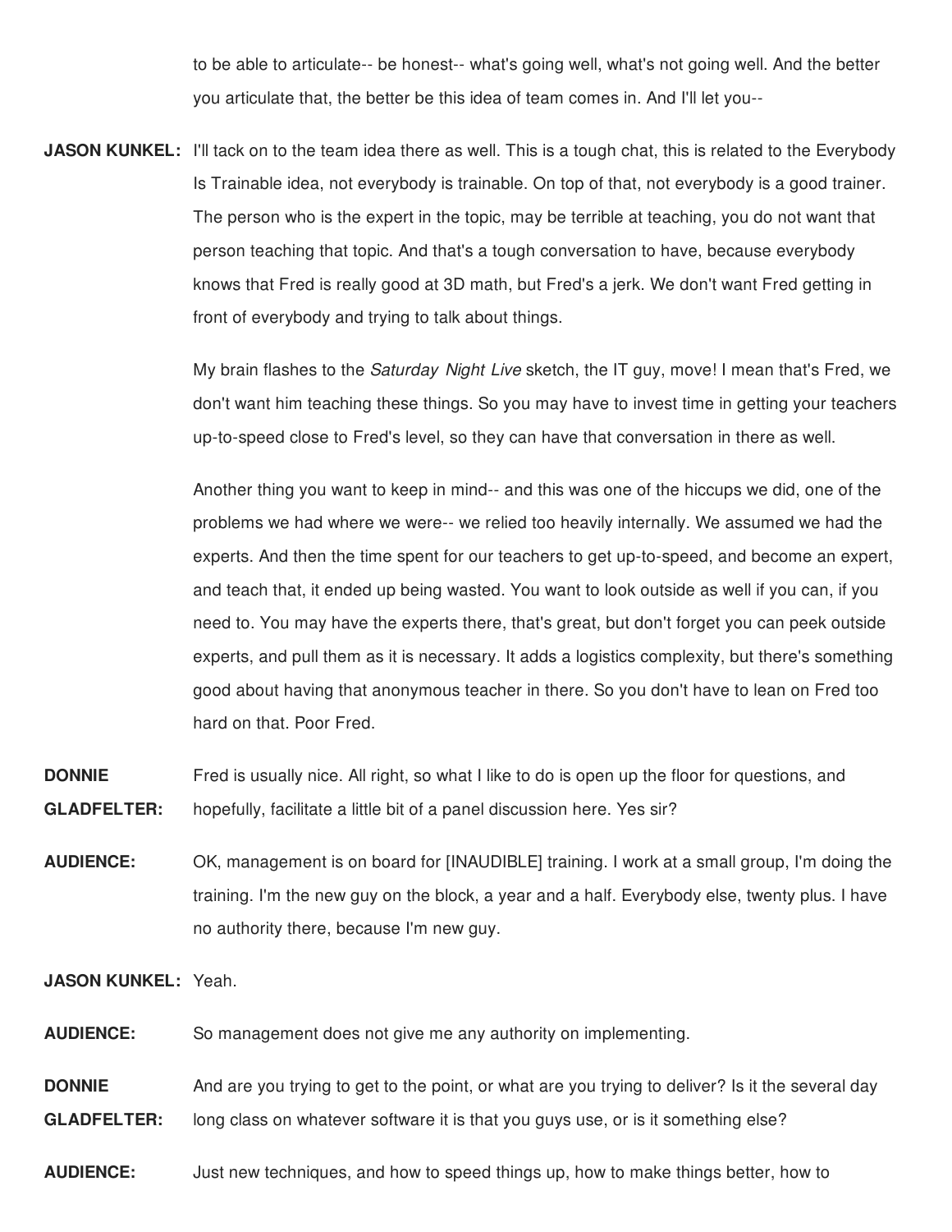to be able to articulate-- be honest-- what's going well, what's not going well. And the better you articulate that, the better be this idea of team comes in. And I'll let you--

**JASON KUNKEL:** I'll tack on to the team idea there as well. This is a tough chat, this is related to the Everybody Is Trainable idea, not everybody is trainable. On top of that, not everybody is a good trainer. The person who is the expert in the topic, may be terrible at teaching, you do not want that person teaching that topic. And that's a tough conversation to have, because everybody knows that Fred is really good at 3D math, but Fred's a jerk. We don't want Fred getting in front of everybody and trying to talk about things.

My brain flashes to the *Saturday Night Live* sketch, the IT guy, move! I mean that's Fred, we don't want him teaching these things. So you may have to invest time in getting your teachers up-to-speed close to Fred's level, so they can have that conversation in there as well.

Another thing you want to keep in mind-- and this was one of the hiccups we did, one of the problems we had where we were-- we relied too heavily internally. We assumed we had the experts. And then the time spent for our teachers to get up-to-speed, and become an expert, and teach that, it ended up being wasted. You want to look outside as well if you can, if you need to. You may have the experts there, that's great, but don't forget you can peek outside experts, and pull them as it is necessary. It adds a logistics complexity, but there's something good about having that anonymous teacher in there. So you don't have to lean on Fred too hard on that. Poor Fred.

**DONNIE GLADFELTER:** Fred is usually nice. All right, so what I like to do is open up the floor for questions, and hopefully, facilitate a little bit of a panel discussion here. Yes sir?

**AUDIENCE:** OK, management is on board for [INAUDIBLE] training. I work at a small group, I'm doing the training. I'm the new guy on the block, a year and a half. Everybody else, twenty plus. I have no authority there, because I'm new guy.

**JASON KUNKEL:** Yeah.

**AUDIENCE:** So management does not give me any authority on implementing.

**DONNIE GLADFELTER:** And are you trying to get to the point, or what are you trying to deliver? Is it the several day long class on whatever software it is that you guys use, or is it something else?

**AUDIENCE:** Just new techniques, and how to speed things up, how to make things better, how to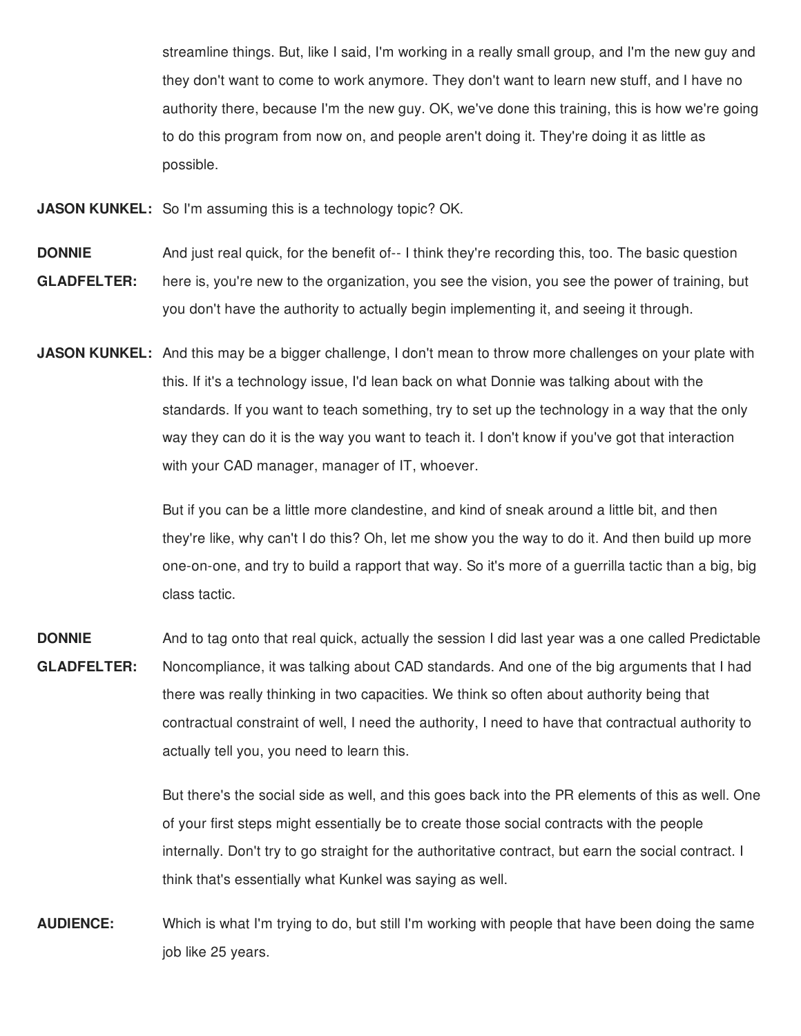streamline things. But, like I said, I'm working in a really small group, and I'm the new guy and they don't want to come to work anymore. They don't want to learn new stuff, and I have no authority there, because I'm the new guy. OK, we've done this training, this is how we're going to do this program from now on, and people aren't doing it. They're doing it as little as possible.

**JASON KUNKEL:** So I'm assuming this is a technology topic? OK.

**DONNIE GLADFELTER:** And just real quick, for the benefit of-- I think they're recording this, too. The basic question here is, you're new to the organization, you see the vision, you see the power of training, but you don't have the authority to actually begin implementing it, and seeing it through.

**JASON KUNKEL:** And this may be a bigger challenge, I don't mean to throw more challenges on your plate with this. If it's a technology issue, I'd lean back on what Donnie was talking about with the standards. If you want to teach something, try to set up the technology in a way that the only way they can do it is the way you want to teach it. I don't know if you've got that interaction with your CAD manager, manager of IT, whoever.

But if you can be a little more clandestine, and kind of sneak around a little bit, and then they're like, why can't I do this? Oh, let me show you the way to do it. And then build up more one-on-one, and try to build a rapport that way. So it's more of a guerrilla tactic than a big, big class tactic.

**DONNIE GLADFELTER:** And to tag onto that real quick, actually the session I did last year was a one called Predictable Noncompliance, it was talking about CAD standards. And one of the big arguments that I had there was really thinking in two capacities. We think so often about authority being that contractual constraint of well, I need the authority, I need to have that contractual authority to actually tell you, you need to learn this.

But there's the social side as well, and this goes back into the PR elements of this as well. One of your first steps might essentially be to create those social contracts with the people internally. Don't try to go straight for the authoritative contract, but earn the social contract. I think that's essentially what Kunkel was saying as well.

**AUDIENCE:** Which is what I'm trying to do, but still I'm working with people that have been doing the same job like 25 years.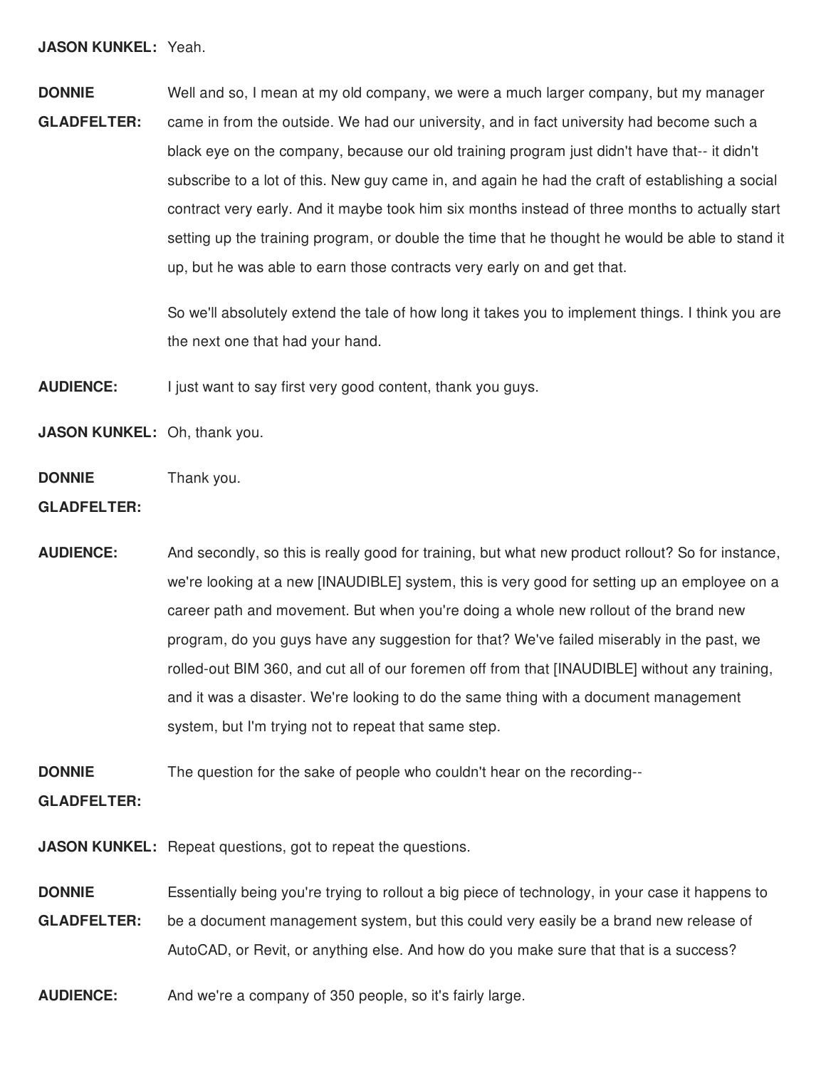**JASON KUNKEL:** Yeah.

**DONNIE GLADFELTER:** Well and so, I mean at my old company, we were a much larger company, but my manager came in from the outside. We had our university, and in fact university had become such a black eye on the company, because our old training program just didn't have that-- it didn't subscribe to a lot of this. New guy came in, and again he had the craft of establishing a social contract very early. And it maybe took him six months instead of three months to actually start setting up the training program, or double the time that he thought he would be able to stand it up, but he was able to earn those contracts very early on and get that.

So we'll absolutely extend the tale of how long it takes you to implement things. I think you are the next one that had your hand.

**AUDIENCE:** I just want to say first very good content, thank you guys.

**JASON KUNKEL:** Oh, thank you.

**DONNIE GLADFELTER:** Thank you.

**AUDIENCE:** And secondly, so this is really good for training, but what new product rollout? So for instance, we're looking at a new [INAUDIBLE] system, this is very good for setting up an employee on a career path and movement. But when you're doing a whole new rollout of the brand new program, do you guys have any suggestion for that? We've failed miserably in the past, we rolled-out BIM 360, and cut all of our foremen off from that [INAUDIBLE] without any training, and it was a disaster. We're looking to do the same thing with a document management system, but I'm trying not to repeat that same step.

**DONNIE GLADFELTER:** The question for the sake of people who couldn't hear on the recording--

**JASON KUNKEL:** Repeat questions, got to repeat the questions.

**DONNIE GLADFELTER:** Essentially being you're trying to rollout a big piece of technology, in your case it happens to be a document management system, but this could very easily be a brand new release of AutoCAD, or Revit, or anything else. And how do you make sure that that is a success?

**AUDIENCE:** And we're a company of 350 people, so it's fairly large.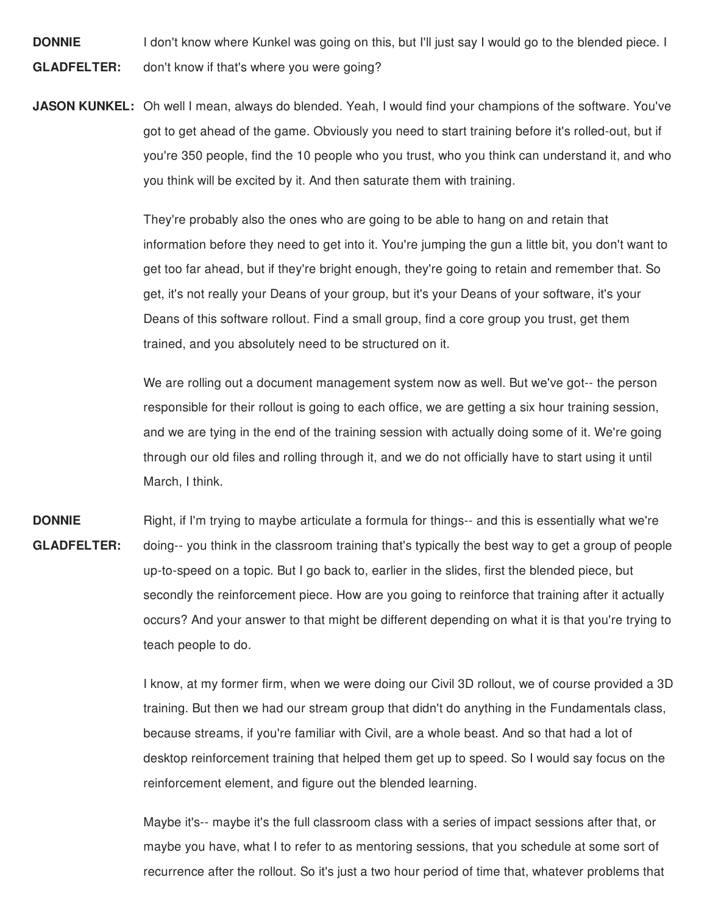**DONNIE GLADFELTER:** I don't know where Kunkel was going on this, but I'll just say I would go to the blended piece. I don't know if that's where you were going?

**JASON KUNKEL:** Oh well I mean, always do blended. Yeah, I would find your champions of the software. You've got to get ahead of the game. Obviously you need to start training before it's rolled-out, but if you're 350 people, find the 10 people who you trust, who you think can understand it, and who you think will be excited by it. And then saturate them with training.

They're probably also the ones who are going to be able to hang on and retain that information before they need to get into it. You're jumping the gun a little bit, you don't want to get too far ahead, but if they're bright enough, they're going to retain and remember that. So get, it's not really your Deans of your group, but it's your Deans of your software, it's your Deans of this software rollout. Find a small group, find a core group you trust, get them trained, and you absolutely need to be structured on it.

We are rolling out a document management system now as well. But we've got-- the person responsible for their rollout is going to each office, we are getting a six hour training session, and we are tying in the end of the training session with actually doing some of it. We're going through our old files and rolling through it, and we do not officially have to start using it until March, I think.

**DONNIE GLADFELTER:** Right, if I'm trying to maybe articulate a formula for things-- and this is essentially what we're doing-- you think in the classroom training that's typically the best way to get a group of people up-to-speed on a topic. But I go back to, earlier in the slides, first the blended piece, but secondly the reinforcement piece. How are you going to reinforce that training after it actually occurs? And your answer to that might be different depending on what it is that you're trying to teach people to do.

I know, at my former firm, when we were doing our Civil 3D rollout, we of course provided a 3D training. But then we had our stream group that didn't do anything in the Fundamentals class, because streams, if you're familiar with Civil, are a whole beast. And so that had a lot of desktop reinforcement training that helped them get up to speed. So I would say focus on the reinforcement element, and figure out the blended learning.

Maybe it's-- maybe it's the full classroom class with a series of impact sessions after that, or maybe you have, what I to refer to as mentoring sessions, that you schedule at some sort of recurrence after the rollout. So it's just a two hour period of time that, whatever problems that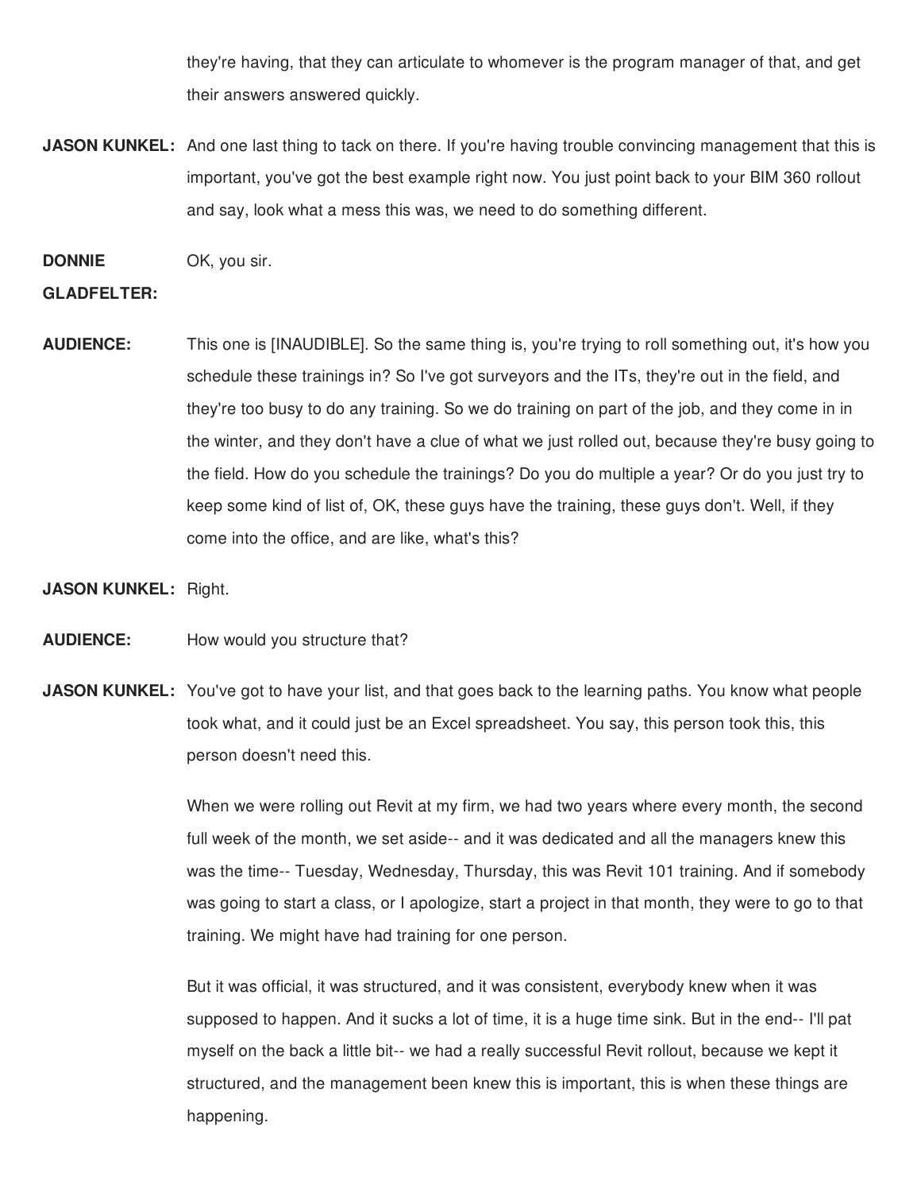they're having, that they can articulate to whomever is the program manager of that, and get their answers answered quickly.

**JASON KUNKEL:** And one last thing to tack on there. If you're having trouble convincing management that this is important, you've got the best example right now. You just point back to your BIM 360 rollout and say, look what a mess this was, we need to do something different.

**DONNIE GLADFELTER:** OK, you sir.

**AUDIENCE:** This one is [INAUDIBLE]. So the same thing is, you're trying to roll something out, it's how you schedule these trainings in? So I've got surveyors and the ITs, they're out in the field, and they're too busy to do any training. So we do training on part of the job, and they come in in the winter, and they don't have a clue of what we just rolled out, because they're busy going to the field. How do you schedule the trainings? Do you do multiple a year? Or do you just try to keep some kind of list of, OK, these guys have the training, these guys don't. Well, if they come into the office, and are like, what's this?

**JASON KUNKEL:** Right.

**AUDIENCE:** How would you structure that?

**JASON KUNKEL:** You've got to have your list, and that goes back to the learning paths. You know what people took what, and it could just be an Excel spreadsheet. You say, this person took this, this person doesn't need this.

When we were rolling out Revit at my firm, we had two years where every month, the second full week of the month, we set aside-- and it was dedicated and all the managers knew this was the time-- Tuesday, Wednesday, Thursday, this was Revit 101 training. And if somebody was going to start a class, or I apologize, start a project in that month, they were to go to that training. We might have had training for one person.

But it was official, it was structured, and it was consistent, everybody knew when it was supposed to happen. And it sucks a lot of time, it is a huge time sink. But in the end-- I'll pat myself on the back a little bit-- we had a really successful Revit rollout, because we kept it structured, and the management been knew this is important, this is when these things are happening.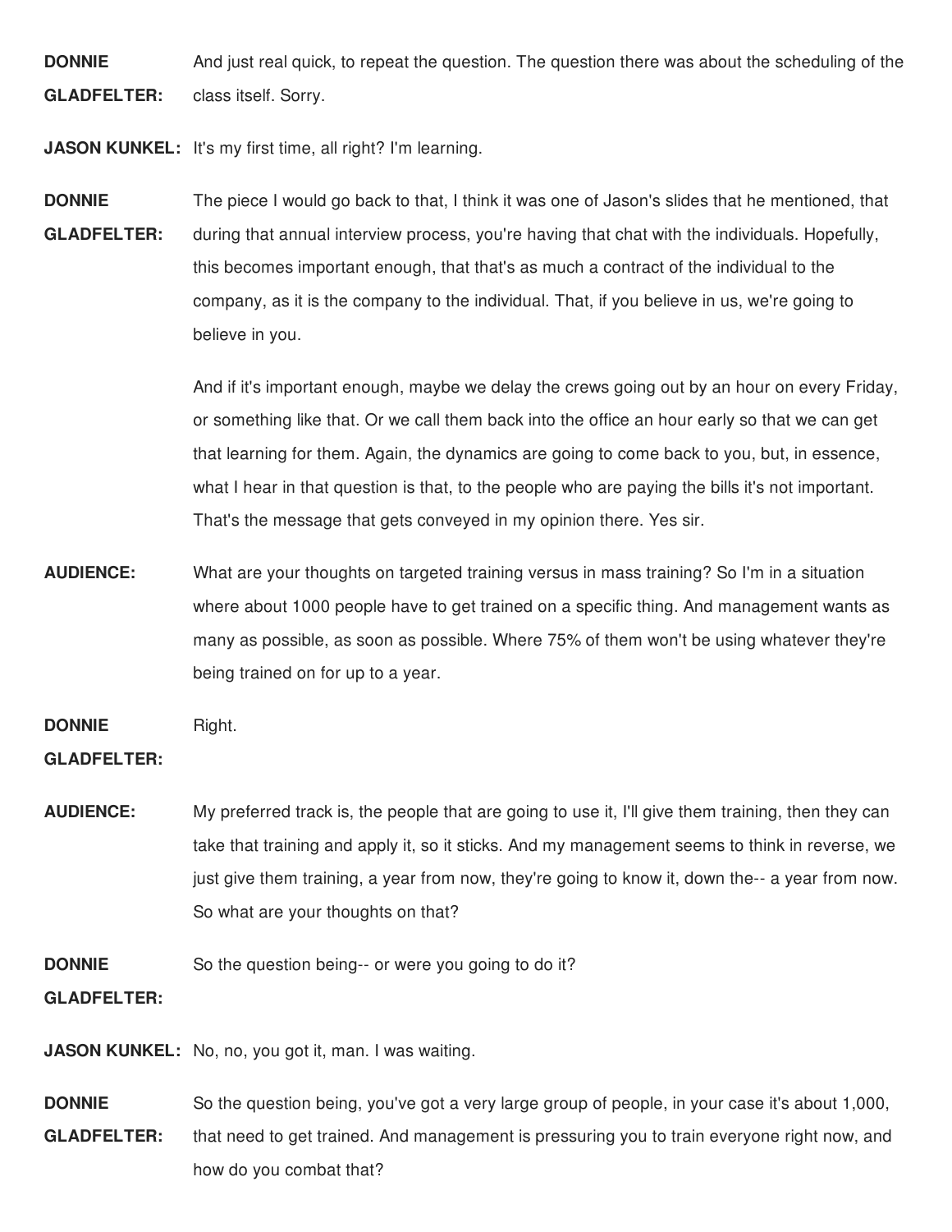**DONNIE GLADFELTER:** And just real quick, to repeat the question. The question there was about the scheduling of the class itself. Sorry.

**JASON KUNKEL:** It's my first time, all right? I'm learning.

**DONNIE GLADFELTER:** The piece I would go back to that, I think it was one of Jason's slides that he mentioned, that during that annual interview process, you're having that chat with the individuals. Hopefully, this becomes important enough, that that's as much a contract of the individual to the company, as it is the company to the individual. That, if you believe in us, we're going to believe in you.

And if it's important enough, maybe we delay the crews going out by an hour on every Friday, or something like that. Or we call them back into the office an hour early so that we can get that learning for them. Again, the dynamics are going to come back to you, but, in essence, what I hear in that question is that, to the people who are paying the bills it's not important. That's the message that gets conveyed in my opinion there. Yes sir.

**AUDIENCE:** What are your thoughts on targeted training versus in mass training? So I'm in a situation where about 1000 people have to get trained on a specific thing. And management wants as many as possible, as soon as possible. Where 75% of them won't be using whatever they're being trained on for up to a year.

**DONNIE GLADFELTER:** Right.

**AUDIENCE:** My preferred track is, the people that are going to use it, I'll give them training, then they can take that training and apply it, so it sticks. And my management seems to think in reverse, we just give them training, a year from now, they're going to know it, down the-- a year from now. So what are your thoughts on that?

**DONNIE GLADFELTER:** So the question being-- or were you going to do it?

**JASON KUNKEL:** No, no, you got it, man. I was waiting.

**DONNIE GLADFELTER:** So the question being, you've got a very large group of people, in your case it's about 1,000, that need to get trained. And management is pressuring you to train everyone right now, and how do you combat that?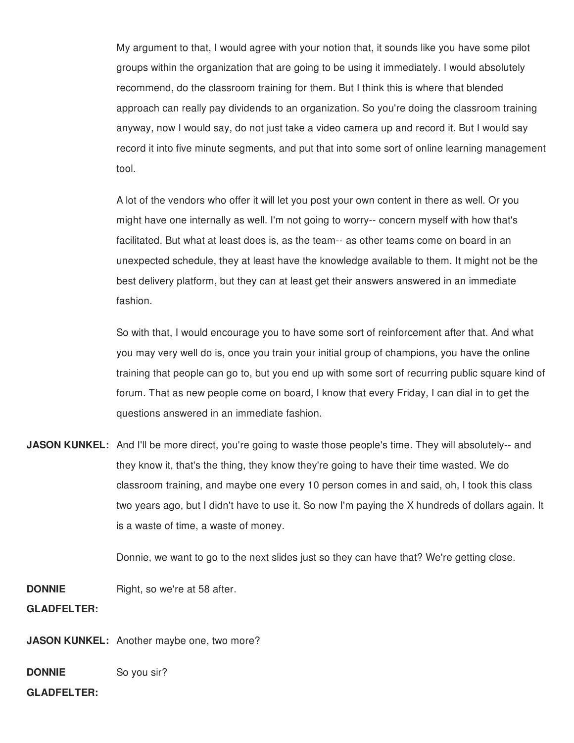My argument to that, I would agree with your notion that, it sounds like you have some pilot groups within the organization that are going to be using it immediately. I would absolutely recommend, do the classroom training for them. But I think this is where that blended approach can really pay dividends to an organization. So you're doing the classroom training anyway, now I would say, do not just take a video camera up and record it. But I would say record it into five minute segments, and put that into some sort of online learning management tool.

A lot of the vendors who offer it will let you post your own content in there as well. Or you might have one internally as well. I'm not going to worry-- concern myself with how that's facilitated. But what at least does is, as the team-- as other teams come on board in an unexpected schedule, they at least have the knowledge available to them. It might not be the best delivery platform, but they can at least get their answers answered in an immediate fashion.

So with that, I would encourage you to have some sort of reinforcement after that. And what you may very well do is, once you train your initial group of champions, you have the online training that people can go to, but you end up with some sort of recurring public square kind of forum. That as new people come on board, I know that every Friday, I can dial in to get the questions answered in an immediate fashion.

**JASON KUNKEL:** And I'll be more direct, you're going to waste those people's time. They will absolutely-- and they know it, that's the thing, they know they're going to have their time wasted. We do classroom training, and maybe one every 10 person comes in and said, oh, I took this class two years ago, but I didn't have to use it. So now I'm paying the X hundreds of dollars again. It is a waste of time, a waste of money.

Donnie, we want to go to the next slides just so they can have that? We're getting close.

**DONNIE GLADFELTER:** Right, so we're at 58 after.

**JASON KUNKEL:** Another maybe one, two more?

**DONNIE GLADFELTER:** So you sir?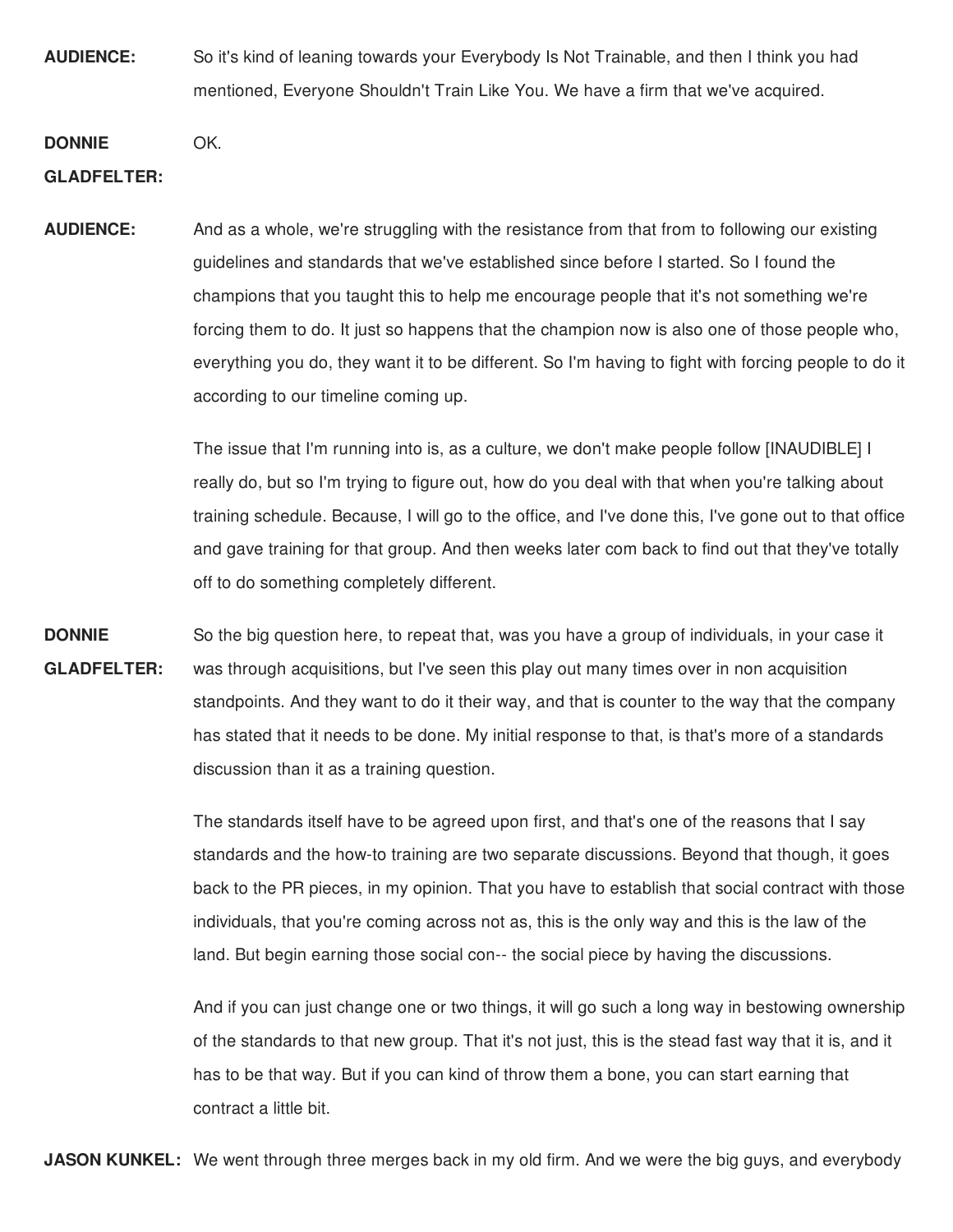**AUDIENCE:** So it's kind of leaning towards your Everybody Is Not Trainable, and then I think you had mentioned, Everyone Shouldn't Train Like You. We have a firm that we've acquired.

**DONNIE GLADFELTER:** OK.

**AUDIENCE:** And as a whole, we're struggling with the resistance from that from to following our existing guidelines and standards that we've established since before I started. So I found the champions that you taught this to help me encourage people that it's not something we're forcing them to do. It just so happens that the champion now is also one of those people who, everything you do, they want it to be different. So I'm having to fight with forcing people to do it according to our timeline coming up.

The issue that I'm running into is, as a culture, we don't make people follow [INAUDIBLE] I really do, but so I'm trying to figure out, how do you deal with that when you're talking about training schedule. Because, I will go to the office, and I've done this, I've gone out to that office and gave training for that group. And then weeks later com back to find out that they've totally off to do something completely different.

**DONNIE GLADFELTER:** So the big question here, to repeat that, was you have a group of individuals, in your case it was through acquisitions, but I've seen this play out many times over in non acquisition standpoints. And they want to do it their way, and that is counter to the way that the company has stated that it needs to be done. My initial response to that, is that's more of a standards discussion than it as a training question.

The standards itself have to be agreed upon first, and that's one of the reasons that I say standards and the how-to training are two separate discussions. Beyond that though, it goes back to the PR pieces, in my opinion. That you have to establish that social contract with those individuals, that you're coming across not as, this is the only way and this is the law of the land. But begin earning those social con-- the social piece by having the discussions.

And if you can just change one or two things, it will go such a long way in bestowing ownership of the standards to that new group. That it's not just, this is the stead fast way that it is, and it has to be that way. But if you can kind of throw them a bone, you can start earning that contract a little bit.

**JASON KUNKEL:** We went through three merges back in my old firm. And we were the big guys, and everybody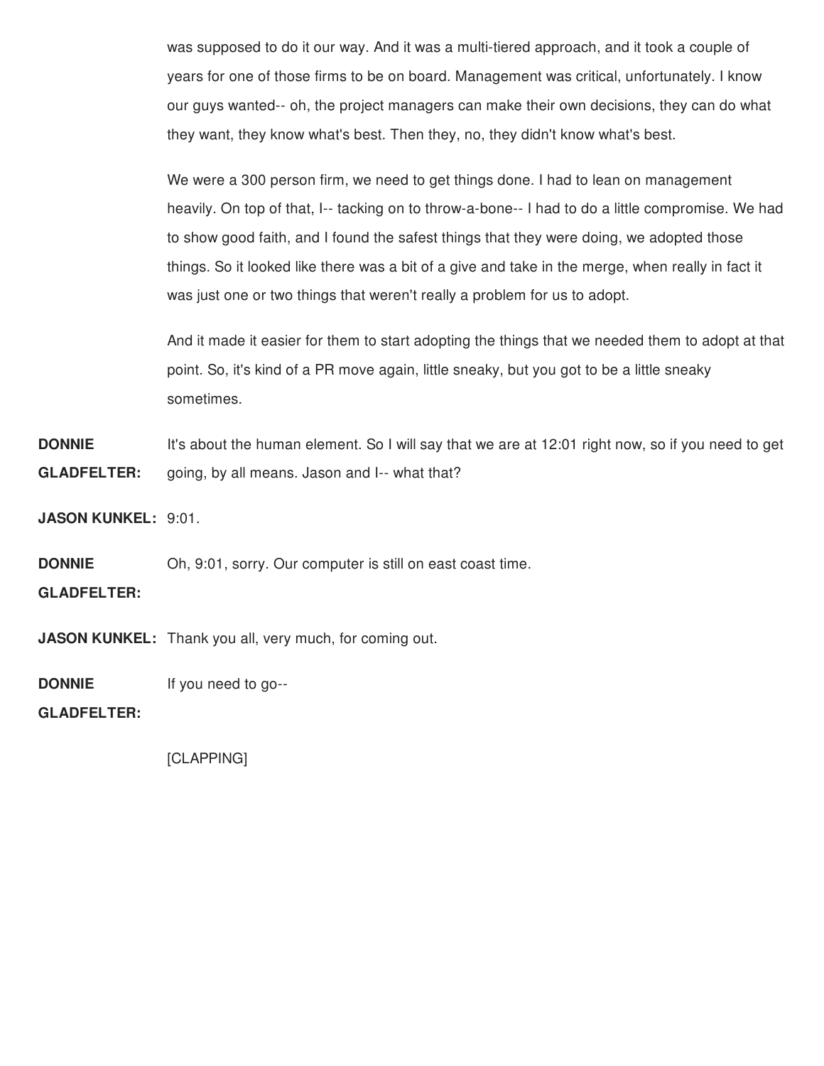was supposed to do it our way. And it was a multi-tiered approach, and it took a couple of years for one of those firms to be on board. Management was critical, unfortunately. I know our guys wanted-- oh, the project managers can make their own decisions, they can do what they want, they know what's best. Then they, no, they didn't know what's best.

We were a 300 person firm, we need to get things done. I had to lean on management heavily. On top of that, I-- tacking on to throw-a-bone-- I had to do a little compromise. We had to show good faith, and I found the safest things that they were doing, we adopted those things. So it looked like there was a bit of a give and take in the merge, when really in fact it was just one or two things that weren't really a problem for us to adopt.

And it made it easier for them to start adopting the things that we needed them to adopt at that point. So, it's kind of a PR move again, little sneaky, but you got to be a little sneaky sometimes.

**DONNIE GLADFELTER:** It's about the human element. So I will say that we are at 12:01 right now, so if you need to get going, by all means. Jason and I-- what that?

**JASON KUNKEL:** 9:01.

**DONNIE GLADFELTER:** Oh, 9:01, sorry. Our computer is still on east coast time.

**JASON KUNKEL:** Thank you all, very much, for coming out.

**DONNIE GLADFELTER:** If you need to go--

[CLAPPING]